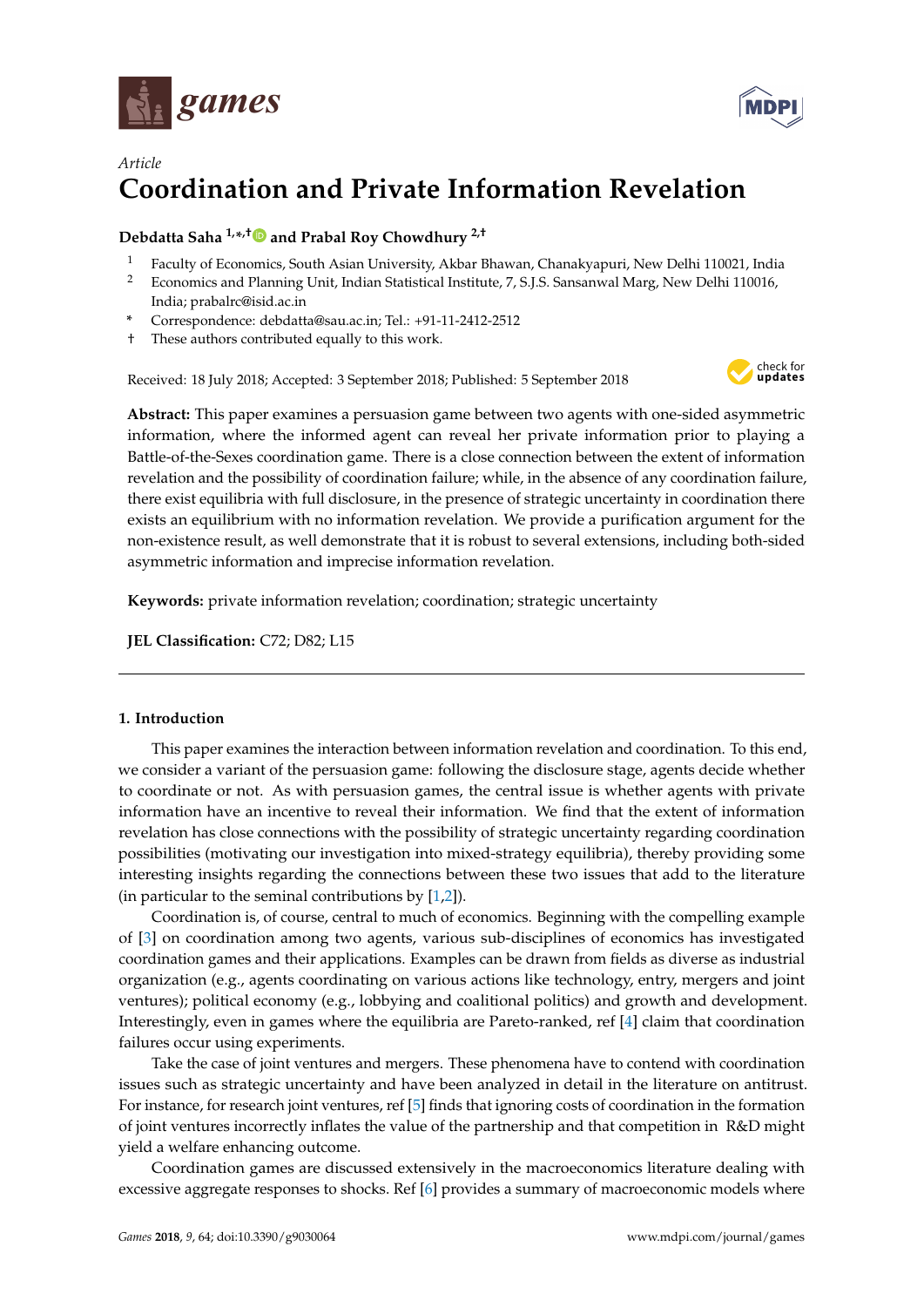Article

# Coordination and Private Information Revelation

**Debdatta Saha [1,*,†] and Prabal Roy Chowdhury [2,†]**

1. Faculty of Economics, South Asian University, Akbar Bhawan, Chanakyapuri, New Delhi 110021, India
2. Economics and Planning Unit, Indian Statistical Institute, 7, S.J.S. Sansanwal Marg, New Delhi 110016, India; prabalrc@isid.ac.in

\* Correspondence: debdatta@sau.ac.in; Tel.: +91-11-2412-2512

† These authors contributed equally to this work.

Received: 18 July 2018; Accepted: 3 September 2018; Published: 5 September 2018

**Abstract:** This paper examines a persuasion game between two agents with one-sided asymmetric information, where the informed agent can reveal her private information prior to playing a Battle-of-the-Sexes coordination game. There is a close connection between the extent of information revelation and the possibility of coordination failure; while, in the absence of any coordination failure, there exist equilibria with full disclosure, in the presence of strategic uncertainty in coordination there exists an equilibrium with no information revelation. We provide a purification argument for the non-existence result, as well demonstrate that it is robust to several extensions, including both-sided asymmetric information and imprecise information revelation.

**Keywords:** private information revelation; coordination; strategic uncertainty

**JEL Classification:** C72; D82; L15

## 1. Introduction

This paper examines the interaction between information revelation and coordination. To this end, we consider a variant of the persuasion game: following the disclosure stage, agents decide whether to coordinate or not. As with persuasion games, the central issue is whether agents with private information have an incentive to reveal their information. We find that the extent of information revelation has close connections with the possibility of strategic uncertainty regarding coordination possibilities (motivating our investigation into mixed-strategy equilibria), thereby providing some interesting insights regarding the connections between these two issues that add to the literature (in particular to the seminal contributions by [1,2]).

Coordination is, of course, central to much of economics. Beginning with the compelling example of [3] on coordination among two agents, various sub-disciplines of economics has investigated coordination games and their applications. Examples can be drawn from fields as diverse as industrial organization (e.g., agents coordinating on various actions like technology, entry, mergers and joint ventures); political economy (e.g., lobbying and coalitional politics) and growth and development. Interestingly, even in games where the equilibria are Pareto-ranked, ref [4] claim that coordination failures occur using experiments.

Take the case of joint ventures and mergers. These phenomena have to contend with coordination issues such as strategic uncertainty and have been analyzed in detail in the literature on antitrust. For instance, for research joint ventures, ref [5] finds that ignoring costs of coordination in the formation of joint ventures incorrectly inflates the value of the partnership and that competition in R&D might yield a welfare enhancing outcome.

Coordination games are discussed extensively in the macroeconomics literature dealing with excessive aggregate responses to shocks. Ref [6] provides a summary of macroeconomic models where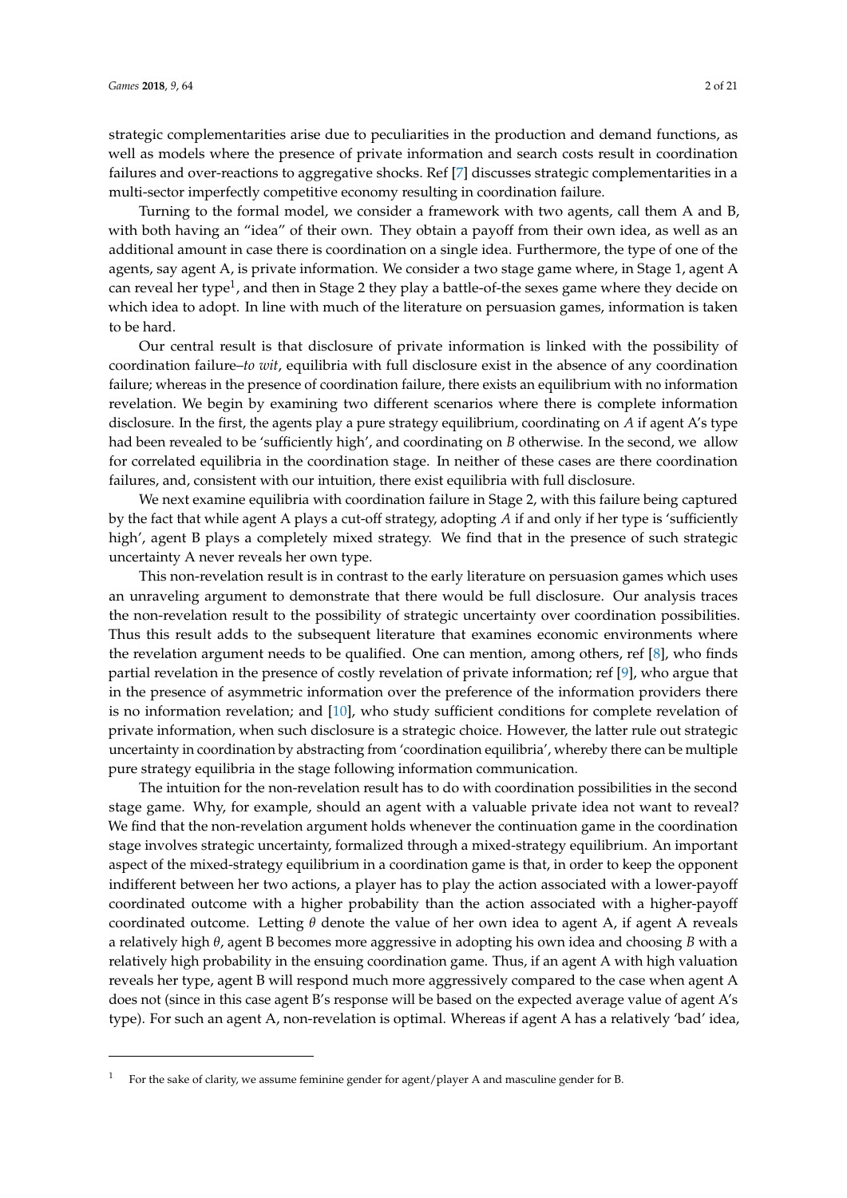strategic complementarities arise due to peculiarities in the production and demand functions, as well as models where the presence of private information and search costs result in coordination failures and over-reactions to aggregative shocks. Ref [7] discusses strategic complementarities in a multi-sector imperfectly competitive economy resulting in coordination failure.

Turning to the formal model, we consider a framework with two agents, call them A and B, with both having an "idea" of their own. They obtain a payoff from their own idea, as well as an additional amount in case there is coordination on a single idea. Furthermore, the type of one of the agents, say agent A, is private information. We consider a two stage game where, in Stage 1, agent A can reveal her type[1], and then in Stage 2 they play a battle-of-the sexes game where they decide on which idea to adopt. In line with much of the literature on persuasion games, information is taken to be hard.

Our central result is that disclosure of private information is linked with the possibility of coordination failure–*to wit*, equilibria with full disclosure exist in the absence of any coordination failure; whereas in the presence of coordination failure, there exists an equilibrium with no information revelation. We begin by examining two different scenarios where there is complete information disclosure. In the first, the agents play a pure strategy equilibrium, coordinating on *A* if agent A's type had been revealed to be 'sufficiently high', and coordinating on *B* otherwise. In the second, we allow for correlated equilibria in the coordination stage. In neither of these cases are there coordination failures, and, consistent with our intuition, there exist equilibria with full disclosure.

We next examine equilibria with coordination failure in Stage 2, with this failure being captured by the fact that while agent A plays a cut-off strategy, adopting *A* if and only if her type is 'sufficiently high', agent B plays a completely mixed strategy. We find that in the presence of such strategic uncertainty A never reveals her own type.

This non-revelation result is in contrast to the early literature on persuasion games which uses an unraveling argument to demonstrate that there would be full disclosure. Our analysis traces the non-revelation result to the possibility of strategic uncertainty over coordination possibilities. Thus this result adds to the subsequent literature that examines economic environments where the revelation argument needs to be qualified. One can mention, among others, ref [8], who finds partial revelation in the presence of costly revelation of private information; ref [9], who argue that in the presence of asymmetric information over the preference of the information providers there is no information revelation; and [10], who study sufficient conditions for complete revelation of private information, when such disclosure is a strategic choice. However, the latter rule out strategic uncertainty in coordination by abstracting from 'coordination equilibria', whereby there can be multiple pure strategy equilibria in the stage following information communication.

The intuition for the non-revelation result has to do with coordination possibilities in the second stage game. Why, for example, should an agent with a valuable private idea not want to reveal? We find that the non-revelation argument holds whenever the continuation game in the coordination stage involves strategic uncertainty, formalized through a mixed-strategy equilibrium. An important aspect of the mixed-strategy equilibrium in a coordination game is that, in order to keep the opponent indifferent between her two actions, a player has to play the action associated with a lower-payoff coordinated outcome with a higher probability than the action associated with a higher-payoff coordinated outcome. Letting $\theta$ denote the value of her own idea to agent A, if agent A reveals a relatively high $\theta$, agent B becomes more aggressive in adopting his own idea and choosing *B* with a relatively high probability in the ensuing coordination game. Thus, if an agent A with high valuation reveals her type, agent B will respond much more aggressively compared to the case when agent A does not (since in this case agent B's response will be based on the expected average value of agent A's type). For such an agent A, non-revelation is optimal. Whereas if agent A has a relatively 'bad' idea,

[1] For the sake of clarity, we assume feminine gender for agent/player A and masculine gender for B.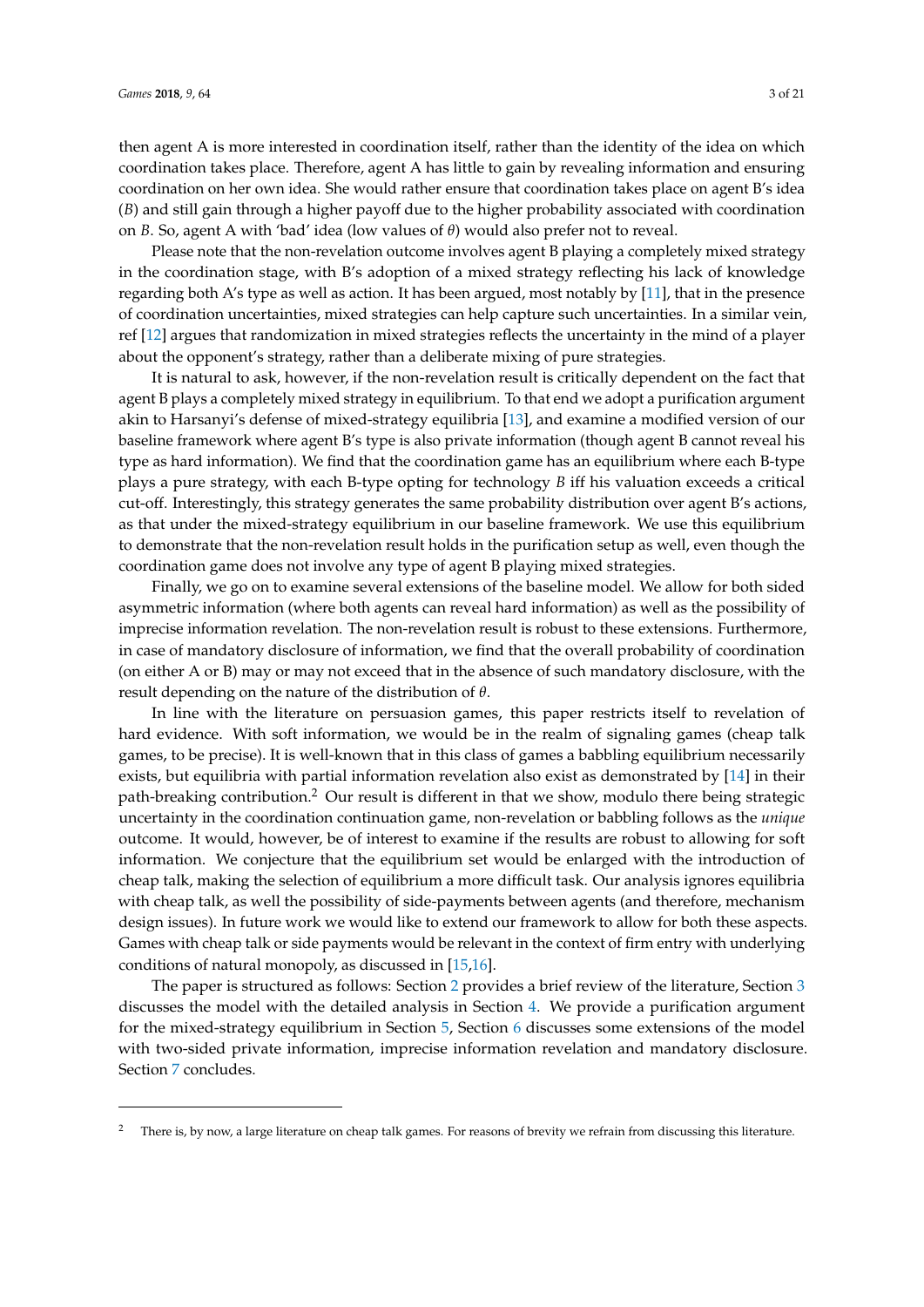then agent A is more interested in coordination itself, rather than the identity of the idea on which coordination takes place. Therefore, agent A has little to gain by revealing information and ensuring coordination on her own idea. She would rather ensure that coordination takes place on agent B's idea ($B$) and still gain through a higher payoff due to the higher probability associated with coordination on $B$. So, agent A with 'bad' idea (low values of $\theta$) would also prefer not to reveal.

Please note that the non-revelation outcome involves agent B playing a completely mixed strategy in the coordination stage, with B's adoption of a mixed strategy reflecting his lack of knowledge regarding both A's type as well as action. It has been argued, most notably by [11], that in the presence of coordination uncertainties, mixed strategies can help capture such uncertainties. In a similar vein, ref [12] argues that randomization in mixed strategies reflects the uncertainty in the mind of a player about the opponent's strategy, rather than a deliberate mixing of pure strategies.

It is natural to ask, however, if the non-revelation result is critically dependent on the fact that agent B plays a completely mixed strategy in equilibrium. To that end we adopt a purification argument akin to Harsanyi's defense of mixed-strategy equilibria [13], and examine a modified version of our baseline framework where agent B's type is also private information (though agent B cannot reveal his type as hard information). We find that the coordination game has an equilibrium where each B-type plays a pure strategy, with each B-type opting for technology $B$ iff his valuation exceeds a critical cut-off. Interestingly, this strategy generates the same probability distribution over agent B's actions, as that under the mixed-strategy equilibrium in our baseline framework. We use this equilibrium to demonstrate that the non-revelation result holds in the purification setup as well, even though the coordination game does not involve any type of agent B playing mixed strategies.

Finally, we go on to examine several extensions of the baseline model. We allow for both sided asymmetric information (where both agents can reveal hard information) as well as the possibility of imprecise information revelation. The non-revelation result is robust to these extensions. Furthermore, in case of mandatory disclosure of information, we find that the overall probability of coordination (on either A or B) may or may not exceed that in the absence of such mandatory disclosure, with the result depending on the nature of the distribution of $\theta$.

In line with the literature on persuasion games, this paper restricts itself to revelation of hard evidence. With soft information, we would be in the realm of signaling games (cheap talk games, to be precise). It is well-known that in this class of games a babbling equilibrium necessarily exists, but equilibria with partial information revelation also exist as demonstrated by [14] in their path-breaking contribution.[2] Our result is different in that we show, modulo there being strategic uncertainty in the coordination continuation game, non-revelation or babbling follows as the *unique* outcome. It would, however, be of interest to examine if the results are robust to allowing for soft information. We conjecture that the equilibrium set would be enlarged with the introduction of cheap talk, making the selection of equilibrium a more difficult task. Our analysis ignores equilibria with cheap talk, as well the possibility of side-payments between agents (and therefore, mechanism design issues). In future work we would like to extend our framework to allow for both these aspects. Games with cheap talk or side payments would be relevant in the context of firm entry with underlying conditions of natural monopoly, as discussed in [15,16].

The paper is structured as follows: Section 2 provides a brief review of the literature, Section 3 discusses the model with the detailed analysis in Section 4. We provide a purification argument for the mixed-strategy equilibrium in Section 5, Section 6 discusses some extensions of the model with two-sided private information, imprecise information revelation and mandatory disclosure. Section 7 concludes.

[2] There is, by now, a large literature on cheap talk games. For reasons of brevity we refrain from discussing this literature.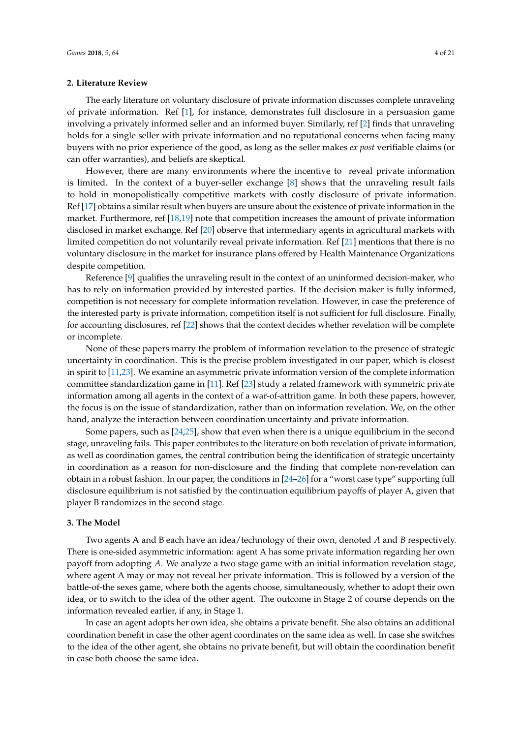## 2. Literature Review

The early literature on voluntary disclosure of private information discusses complete unraveling of private information. Ref [1], for instance, demonstrates full disclosure in a persuasion game involving a privately informed seller and an informed buyer. Similarly, ref [2] finds that unraveling holds for a single seller with private information and no reputational concerns when facing many buyers with no prior experience of the good, as long as the seller makes *ex post* verifiable claims (or can offer warranties), and beliefs are skeptical.

However, there are many environments where the incentive to reveal private information is limited. In the context of a buyer-seller exchange [8] shows that the unraveling result fails to hold in monopolistically competitive markets with costly disclosure of private information. Ref [17] obtains a similar result when buyers are unsure about the existence of private information in the market. Furthermore, ref [18,19] note that competition increases the amount of private information disclosed in market exchange. Ref [20] observe that intermediary agents in agricultural markets with limited competition do not voluntarily reveal private information. Ref [21] mentions that there is no voluntary disclosure in the market for insurance plans offered by Health Maintenance Organizations despite competition.

Reference [9] qualifies the unraveling result in the context of an uninformed decision-maker, who has to rely on information provided by interested parties. If the decision maker is fully informed, competition is not necessary for complete information revelation. However, in case the preference of the interested party is private information, competition itself is not sufficient for full disclosure. Finally, for accounting disclosures, ref [22] shows that the context decides whether revelation will be complete or incomplete.

None of these papers marry the problem of information revelation to the presence of strategic uncertainty in coordination. This is the precise problem investigated in our paper, which is closest in spirit to [11,23]. We examine an asymmetric private information version of the complete information committee standardization game in [11]. Ref [23] study a related framework with symmetric private information among all agents in the context of a war-of-attrition game. In both these papers, however, the focus is on the issue of standardization, rather than on information revelation. We, on the other hand, analyze the interaction between coordination uncertainty and private information.

Some papers, such as [24,25], show that even when there is a unique equilibrium in the second stage, unraveling fails. This paper contributes to the literature on both revelation of private information, as well as coordination games, the central contribution being the identification of strategic uncertainty in coordination as a reason for non-disclosure and the finding that complete non-revelation can obtain in a robust fashion. In our paper, the conditions in [24–26] for a "worst case type" supporting full disclosure equilibrium is not satisfied by the continuation equilibrium payoffs of player A, given that player B randomizes in the second stage.

## 3. The Model

Two agents A and B each have an idea/technology of their own, denoted $A$ and $B$ respectively. There is one-sided asymmetric information: agent A has some private information regarding her own payoff from adopting $A$. We analyze a two stage game with an initial information revelation stage, where agent A may or may not reveal her private information. This is followed by a version of the battle-of-the sexes game, where both the agents choose, simultaneously, whether to adopt their own idea, or to switch to the idea of the other agent. The outcome in Stage 2 of course depends on the information revealed earlier, if any, in Stage 1.

In case an agent adopts her own idea, she obtains a private benefit. She also obtains an additional coordination benefit in case the other agent coordinates on the same idea as well. In case she switches to the idea of the other agent, she obtains no private benefit, but will obtain the coordination benefit in case both choose the same idea.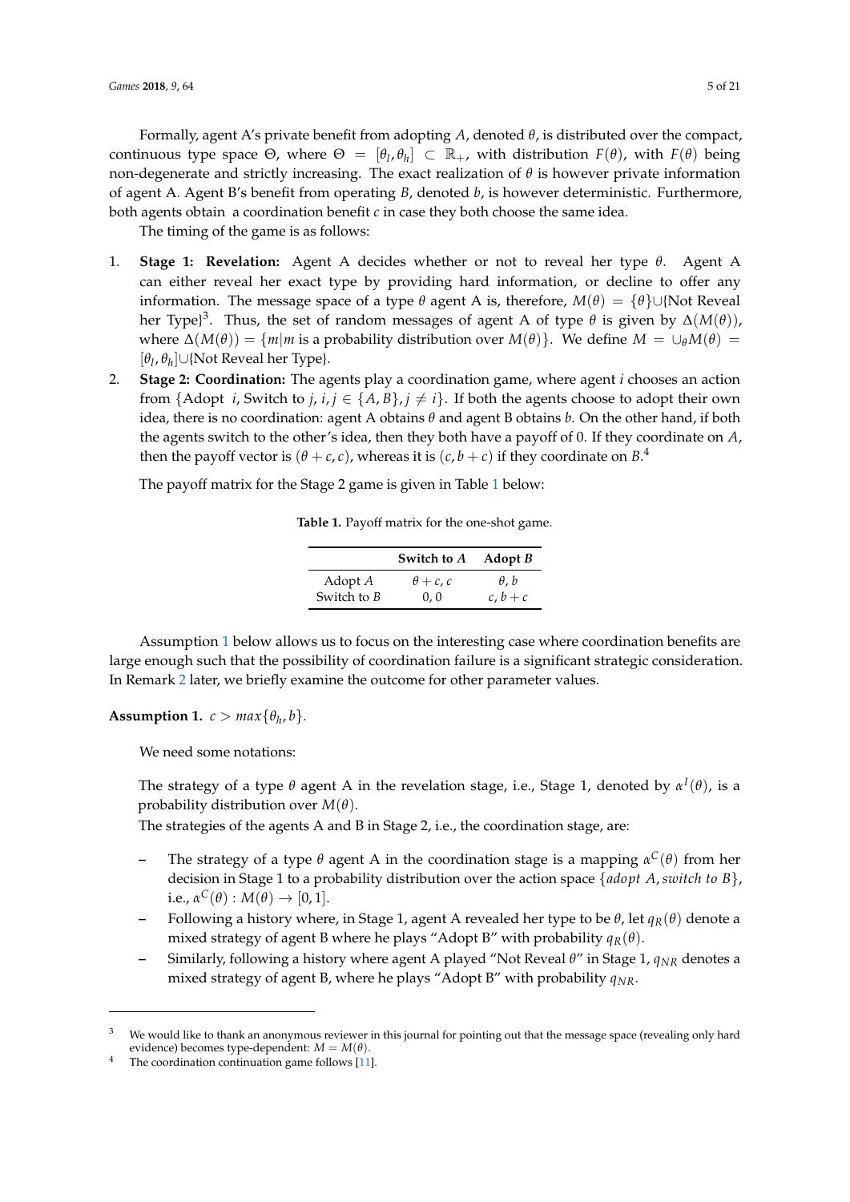Formally, agent A's private benefit from adopting $A$, denoted $\theta$, is distributed over the compact, continuous type space $\Theta$, where $\Theta = [\theta_l, \theta_h] \subset \mathbb{R}_+$, with distribution $F(\theta)$, with $F(\theta)$ being non-degenerate and strictly increasing. The exact realization of $\theta$ is however private information of agent A. Agent B's benefit from operating $B$, denoted $b$, is however deterministic. Furthermore, both agents obtain a coordination benefit $c$ in case they both choose the same idea.

The timing of the game is as follows:

1. **Stage 1: Revelation:** Agent A decides whether or not to reveal her type $\theta$. Agent A can either reveal her exact type by providing hard information, or decline to offer any information. The message space of a type $\theta$ agent A is, therefore, $M(\theta) = \{\theta\} \cup \{\text{Not Reveal her Type}\}$[3]. Thus, the set of random messages of agent A of type $\theta$ is given by $\Delta(M(\theta))$, where $\Delta(M(\theta)) = \{m | m \text{ is a probability distribution over } M(\theta)\}$. We define $M = \cup_\theta M(\theta) = [\theta_l, \theta_h] \cup \{\text{Not Reveal her Type}\}$.
2. **Stage 2: Coordination:** The agents play a coordination game, where agent $i$ chooses an action from $\{\text{Adopt } i, \text{Switch to } j, i, j \in \{A, B\}, j \neq i\}$. If both the agents choose to adopt their own idea, there is no coordination: agent A obtains $\theta$ and agent B obtains $b$. On the other hand, if both the agents switch to the other's idea, then they both have a payoff of 0. If they coordinate on $A$, then the payoff vector is $(\theta + c, c)$, whereas it is $(c, b + c)$ if they coordinate on $B$.[4]

The payoff matrix for the Stage 2 game is given in Table 1 below:

**Table 1.** Payoff matrix for the one-shot game.

| | Switch to $A$ | Adopt $B$ |
|---|---|---|
| Adopt $A$ | $\theta + c, c$ | $\theta, b$ |
| Switch to $B$ | $0, 0$ | $c, b + c$ |

Assumption 1 below allows us to focus on the interesting case where coordination benefits are large enough such that the possibility of coordination failure is a significant strategic consideration. In Remark 2 later, we briefly examine the outcome for other parameter values.

**Assumption 1.** $c > max\{\theta_h, b\}$.

We need some notations:

The strategy of a type $\theta$ agent A in the revelation stage, i.e., Stage 1, denoted by $\alpha^I(\theta)$, is a probability distribution over $M(\theta)$.

The strategies of the agents A and B in Stage 2, i.e., the coordination stage, are:

- The strategy of a type $\theta$ agent A in the coordination stage is a mapping $\alpha^C(\theta)$ from her decision in Stage 1 to a probability distribution over the action space $\{adopt\ A, switch\ to\ B\}$, i.e., $\alpha^C(\theta) : M(\theta) \to [0, 1]$.
- Following a history where, in Stage 1, agent A revealed her type to be $\theta$, let $q_R(\theta)$ denote a mixed strategy of agent B where he plays "Adopt B" with probability $q_R(\theta)$.
- Similarly, following a history where agent A played "Not Reveal $\theta$" in Stage 1, $q_{NR}$ denotes a mixed strategy of agent B, where he plays "Adopt B" with probability $q_{NR}$.

---

[3] We would like to thank an anonymous reviewer in this journal for pointing out that the message space (revealing only hard evidence) becomes type-dependent: $M = M(\theta)$.

[4] The coordination continuation game follows [11].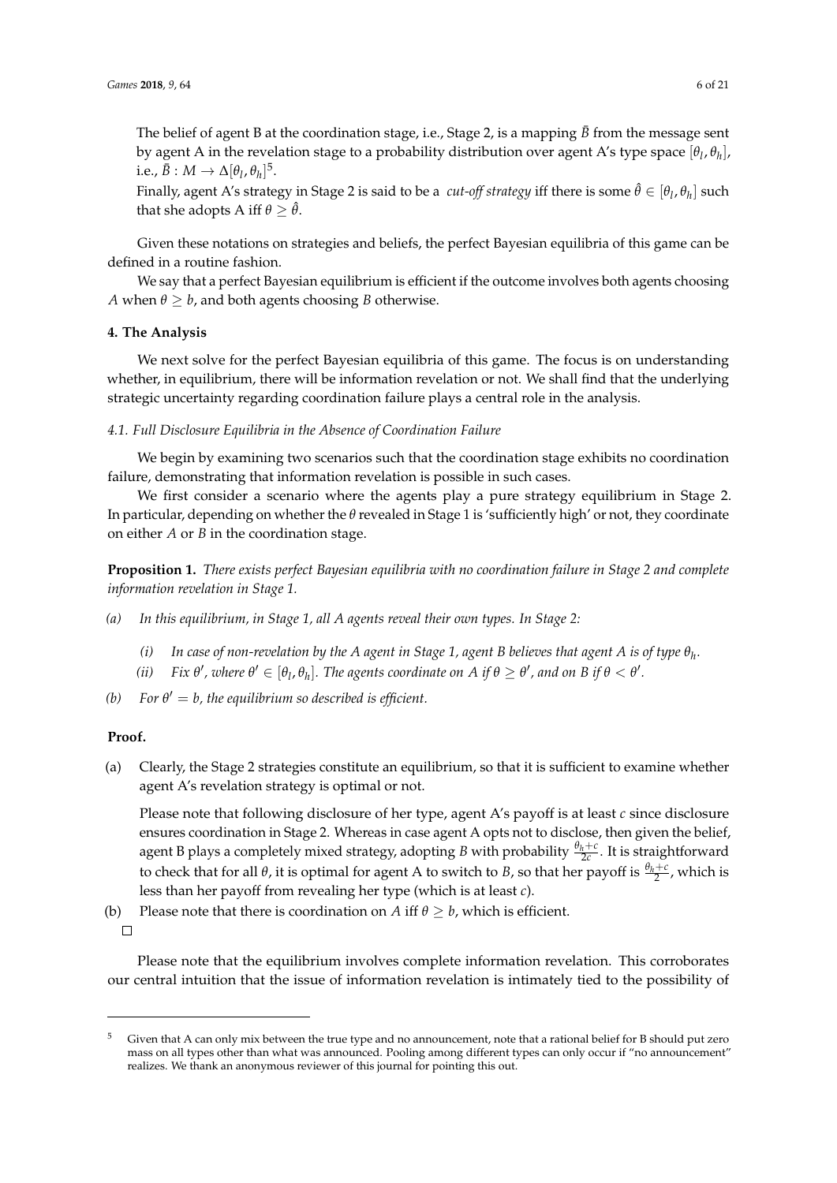The belief of agent B at the coordination stage, i.e., Stage 2, is a mapping $\tilde{B}$ from the message sent by agent A in the revelation stage to a probability distribution over agent A's type space $[\theta_l, \theta_h]$, i.e., $\tilde{B} : M \to \Delta[\theta_l, \theta_h]$[5].

Finally, agent A's strategy in Stage 2 is said to be a *cut-off strategy* iff there is some $\hat{\theta} \in [\theta_l, \theta_h]$ such that she adopts A iff $\theta \geq \hat{\theta}$.

Given these notations on strategies and beliefs, the perfect Bayesian equilibria of this game can be defined in a routine fashion.

We say that a perfect Bayesian equilibrium is efficient if the outcome involves both agents choosing $A$ when $\theta \geq b$, and both agents choosing $B$ otherwise.

## 4. The Analysis

We next solve for the perfect Bayesian equilibria of this game. The focus is on understanding whether, in equilibrium, there will be information revelation or not. We shall find that the underlying strategic uncertainty regarding coordination failure plays a central role in the analysis.

### 4.1. Full Disclosure Equilibria in the Absence of Coordination Failure

We begin by examining two scenarios such that the coordination stage exhibits no coordination failure, demonstrating that information revelation is possible in such cases.

We first consider a scenario where the agents play a pure strategy equilibrium in Stage 2. In particular, depending on whether the $\theta$ revealed in Stage 1 is 'sufficiently high' or not, they coordinate on either $A$ or $B$ in the coordination stage.

**Proposition 1.** *There exists perfect Bayesian equilibria with no coordination failure in Stage 2 and complete information revelation in Stage 1.*

*(a)* *In this equilibrium, in Stage 1, all A agents reveal their own types. In Stage 2:*

  *(i)* *In case of non-revelation by the A agent in Stage 1, agent B believes that agent A is of type $\theta_h$.*

  *(ii)* *Fix $\theta'$, where $\theta' \in [\theta_l, \theta_h]$. The agents coordinate on A if $\theta \geq \theta'$, and on B if $\theta < \theta'$.*

*(b)* *For $\theta' = b$, the equilibrium so described is efficient.*

**Proof.**

(a) Clearly, the Stage 2 strategies constitute an equilibrium, so that it is sufficient to examine whether agent A's revelation strategy is optimal or not.

Please note that following disclosure of her type, agent A's payoff is at least $c$ since disclosure ensures coordination in Stage 2. Whereas in case agent A opts not to disclose, then given the belief, agent B plays a completely mixed strategy, adopting $B$ with probability $\frac{\theta_h + c}{2c}$. It is straightforward to check that for all $\theta$, it is optimal for agent A to switch to $B$, so that her payoff is $\frac{\theta_h + c}{2}$, which is less than her payoff from revealing her type (which is at least $c$).

(b) Please note that there is coordination on $A$ iff $\theta \geq b$, which is efficient.

□

Please note that the equilibrium involves complete information revelation. This corroborates our central intuition that the issue of information revelation is intimately tied to the possibility of

---

[5] Given that A can only mix between the true type and no announcement, note that a rational belief for B should put zero mass on all types other than what was announced. Pooling among different types can only occur if "no announcement" realizes. We thank an anonymous reviewer of this journal for pointing this out.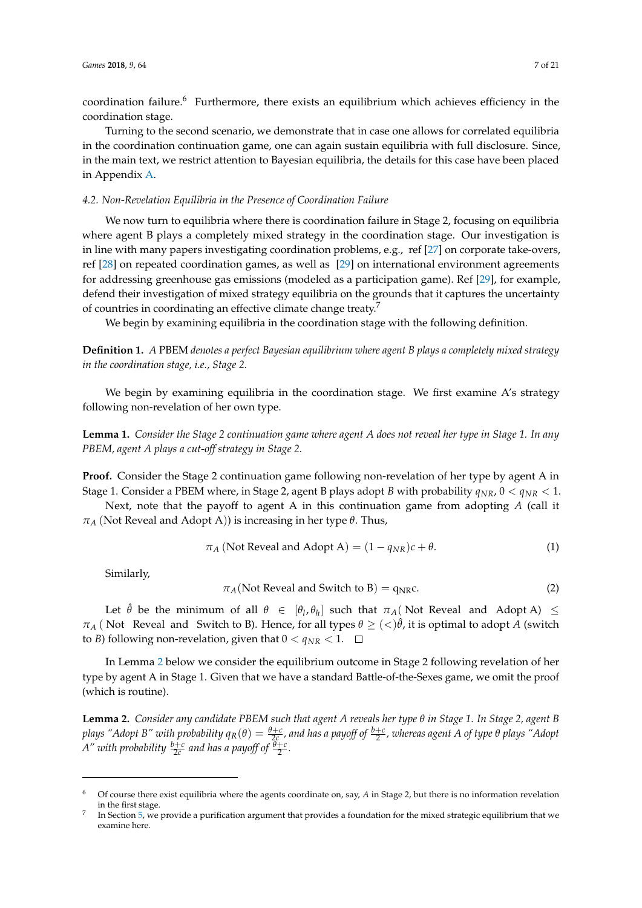coordination failure.[6] Furthermore, there exists an equilibrium which achieves efficiency in the coordination stage.

Turning to the second scenario, we demonstrate that in case one allows for correlated equilibria in the coordination continuation game, one can again sustain equilibria with full disclosure. Since, in the main text, we restrict attention to Bayesian equilibria, the details for this case have been placed in Appendix A.

### *4.2. Non-Revelation Equilibria in the Presence of Coordination Failure*

We now turn to equilibria where there is coordination failure in Stage 2, focusing on equilibria where agent B plays a completely mixed strategy in the coordination stage. Our investigation is in line with many papers investigating coordination problems, e.g., ref [27] on corporate take-overs, ref [28] on repeated coordination games, as well as [29] on international environment agreements for addressing greenhouse gas emissions (modeled as a participation game). Ref [29], for example, defend their investigation of mixed strategy equilibria on the grounds that it captures the uncertainty of countries in coordinating an effective climate change treaty.[7]

We begin by examining equilibria in the coordination stage with the following definition.

**Definition 1.** *A* PBEM *denotes a perfect Bayesian equilibrium where agent B plays a completely mixed strategy in the coordination stage, i.e., Stage 2.*

We begin by examining equilibria in the coordination stage. We first examine A's strategy following non-revelation of her own type.

**Lemma 1.** *Consider the Stage 2 continuation game where agent A does not reveal her type in Stage 1. In any PBEM, agent A plays a cut-off strategy in Stage 2.*

**Proof.** Consider the Stage 2 continuation game following non-revelation of her type by agent A in Stage 1. Consider a PBEM where, in Stage 2, agent B plays adopt $B$ with probability $q_{NR}$, $0 < q_{NR} < 1$.

Next, note that the payoff to agent A in this continuation game from adopting $A$ (call it $\pi_A$ (Not Reveal and Adopt A)) is increasing in her type $\theta$. Thus,

$$\pi_A \text{ (Not Reveal and Adopt A)} = (1 - q_{NR})c + \theta. \tag{1}$$

Similarly,

$$\pi_A \text{(Not Reveal and Switch to B)} = q_{NR}c. \tag{2}$$

Let $\hat{\theta}$ be the minimum of all $\theta \in [\theta_l, \theta_h]$ such that $\pi_A$( Not Reveal and Adopt A) $\leq$ $\pi_A$ ( Not Reveal and Switch to B). Hence, for all types $\theta \geq (<)\hat{\theta}$, it is optimal to adopt $A$ (switch to $B$) following non-revelation, given that $0 < q_{NR} < 1$. □

In Lemma 2 below we consider the equilibrium outcome in Stage 2 following revelation of her type by agent A in Stage 1. Given that we have a standard Battle-of-the-Sexes game, we omit the proof (which is routine).

**Lemma 2.** *Consider any candidate PBEM such that agent A reveals her type $\theta$ in Stage 1. In Stage 2, agent B plays "Adopt B" with probability $q_R(\theta) = \frac{\theta + c}{2c}$, and has a payoff of $\frac{b+c}{2}$, whereas agent A of type $\theta$ plays "Adopt A" with probability $\frac{b+c}{2c}$ and has a payoff of $\frac{\theta + c}{2}$.*

---

[6] Of course there exist equilibria where the agents coordinate on, say, $A$ in Stage 2, but there is no information revelation in the first stage.

[7] In Section 5, we provide a purification argument that provides a foundation for the mixed strategic equilibrium that we examine here.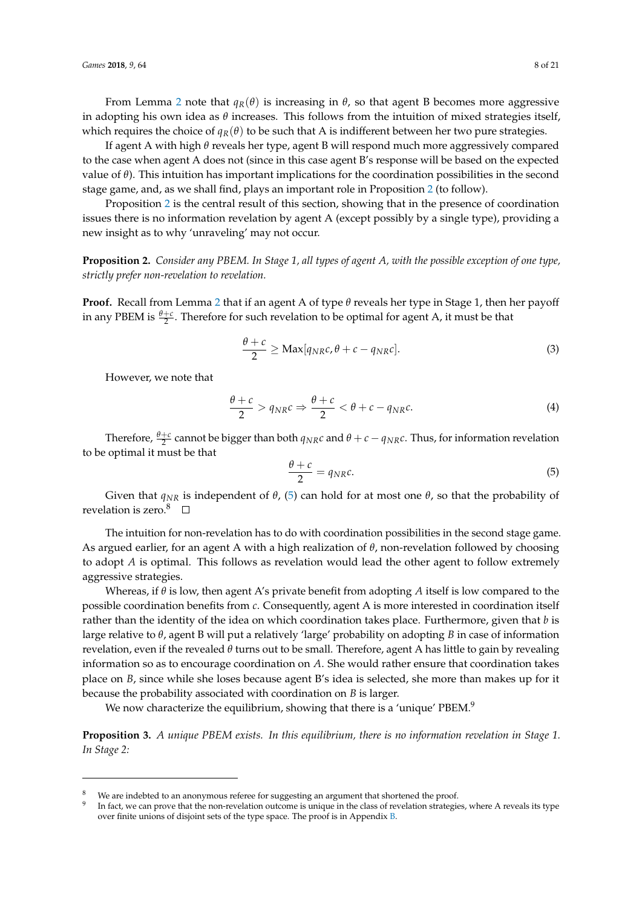From Lemma 2 note that $q_R(\theta)$ is increasing in $\theta$, so that agent B becomes more aggressive in adopting his own idea as $\theta$ increases. This follows from the intuition of mixed strategies itself, which requires the choice of $q_R(\theta)$ to be such that A is indifferent between her two pure strategies.

If agent A with high $\theta$ reveals her type, agent B will respond much more aggressively compared to the case when agent A does not (since in this case agent B's response will be based on the expected value of $\theta$). This intuition has important implications for the coordination possibilities in the second stage game, and, as we shall find, plays an important role in Proposition 2 (to follow).

Proposition 2 is the central result of this section, showing that in the presence of coordination issues there is no information revelation by agent A (except possibly by a single type), providing a new insight as to why 'unraveling' may not occur.

**Proposition 2.** *Consider any PBEM. In Stage 1, all types of agent A, with the possible exception of one type, strictly prefer non-revelation to revelation.*

**Proof.** Recall from Lemma 2 that if an agent A of type $\theta$ reveals her type in Stage 1, then her payoff in any PBEM is $\frac{\theta+c}{2}$. Therefore for such revelation to be optimal for agent A, it must be that

$$\frac{\theta + c}{2} \geq \text{Max}[q_{NR}c, \theta + c - q_{NR}c]. \tag{3}$$

However, we note that

$$\frac{\theta + c}{2} > q_{NR}c \Rightarrow \frac{\theta + c}{2} < \theta + c - q_{NR}c. \tag{4}$$

Therefore, $\frac{\theta+c}{2}$ cannot be bigger than both $q_{NR}c$ and $\theta + c - q_{NR}c$. Thus, for information revelation to be optimal it must be that

$$\frac{\theta + c}{2} = q_{NR}c. \tag{5}$$

Given that $q_{NR}$ is independent of $\theta$, (5) can hold for at most one $\theta$, so that the probability of revelation is zero.[8] □

The intuition for non-revelation has to do with coordination possibilities in the second stage game. As argued earlier, for an agent A with a high realization of $\theta$, non-revelation followed by choosing to adopt $A$ is optimal. This follows as revelation would lead the other agent to follow extremely aggressive strategies.

Whereas, if $\theta$ is low, then agent A's private benefit from adopting $A$ itself is low compared to the possible coordination benefits from $c$. Consequently, agent A is more interested in coordination itself rather than the identity of the idea on which coordination takes place. Furthermore, given that $b$ is large relative to $\theta$, agent B will put a relatively 'large' probability on adopting $B$ in case of information revelation, even if the revealed $\theta$ turns out to be small. Therefore, agent A has little to gain by revealing information so as to encourage coordination on $A$. She would rather ensure that coordination takes place on $B$, since while she loses because agent B's idea is selected, she more than makes up for it because the probability associated with coordination on $B$ is larger.

We now characterize the equilibrium, showing that there is a 'unique' PBEM.[9]

**Proposition 3.** *A unique PBEM exists. In this equilibrium, there is no information revelation in Stage 1. In Stage 2:*

---

[8] We are indebted to an anonymous referee for suggesting an argument that shortened the proof.

[9] In fact, we can prove that the non-revelation outcome is unique in the class of revelation strategies, where A reveals its type over finite unions of disjoint sets of the type space. The proof is in Appendix B.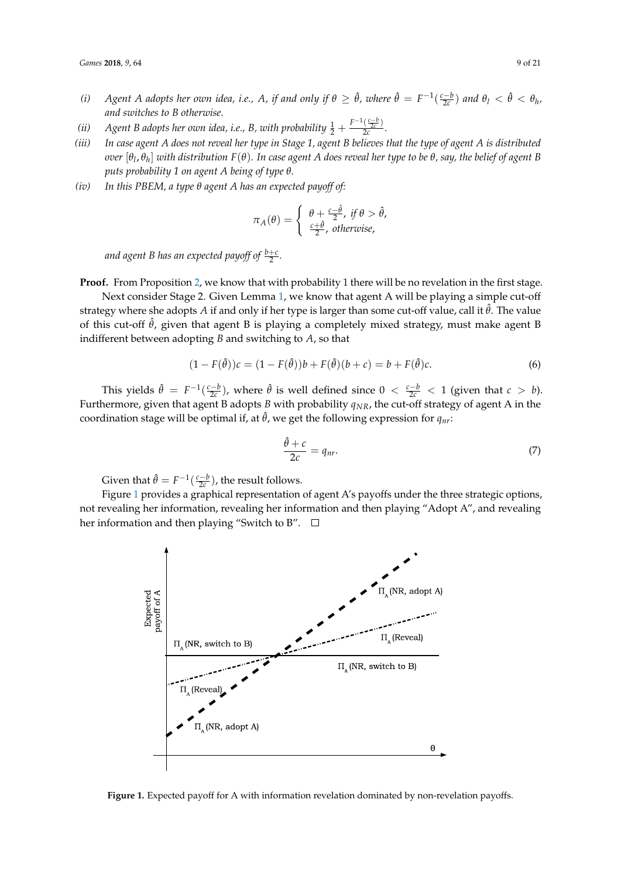*(i)* *Agent A adopts her own idea, i.e., A, if and only if $\theta \geq \hat{\theta}$, where $\hat{\theta} = F^{-1}(\frac{c-b}{2c})$ and $\theta_l < \hat{\theta} < \theta_h$, and switches to B otherwise.*

*(ii)* *Agent B adopts her own idea, i.e., B, with probability $\frac{1}{2} + \frac{F^{-1}(\frac{c-b}{2c})}{2c}$.*

*(iii)* *In case agent A does not reveal her type in Stage 1, agent B believes that the type of agent A is distributed over $[\theta_l, \theta_h]$ with distribution $F(\theta)$. In case agent A does reveal her type to be $\theta$, say, the belief of agent B puts probability 1 on agent A being of type $\theta$.*

*(iv)* *In this PBEM, a type $\theta$ agent A has an expected payoff of:*

$$\pi_A(\theta) = \begin{cases} \theta + \frac{c-\hat{\theta}}{2}, \text{ if } \theta > \hat{\theta}, \\ \frac{c+\hat{\theta}}{2}, \text{ otherwise,} \end{cases}$$

*and agent B has an expected payoff of $\frac{b+c}{2}$.*

**Proof.** From Proposition 2, we know that with probability 1 there will be no revelation in the first stage.

Next consider Stage 2. Given Lemma 1, we know that agent A will be playing a simple cut-off strategy where she adopts $A$ if and only if her type is larger than some cut-off value, call it $\hat{\theta}$. The value of this cut-off $\hat{\theta}$, given that agent B is playing a completely mixed strategy, must make agent B indifferent between adopting $B$ and switching to $A$, so that

$$(1 - F(\hat{\theta}))c = (1 - F(\hat{\theta}))b + F(\hat{\theta})(b + c) = b + F(\hat{\theta})c. \tag{6}$$

This yields $\hat{\theta} = F^{-1}(\frac{c-b}{2c})$, where $\hat{\theta}$ is well defined since $0 < \frac{c-b}{2c} < 1$ (given that $c > b$). Furthermore, given that agent B adopts $B$ with probability $q_{NR}$, the cut-off strategy of agent A in the coordination stage will be optimal if, at $\hat{\theta}$, we get the following expression for $q_{nr}$:

$$\frac{\hat{\theta} + c}{2c} = q_{nr}. \tag{7}$$

Given that $\hat{\theta} = F^{-1}(\frac{c-b}{2c})$, the result follows.

Figure 1 provides a graphical representation of agent A's payoffs under the three strategic options, not revealing her information, revealing her information and then playing "Adopt A", and revealing her information and then playing "Switch to B". □

**Figure 1.** Expected payoff for A with information revelation dominated by non-revelation payoffs.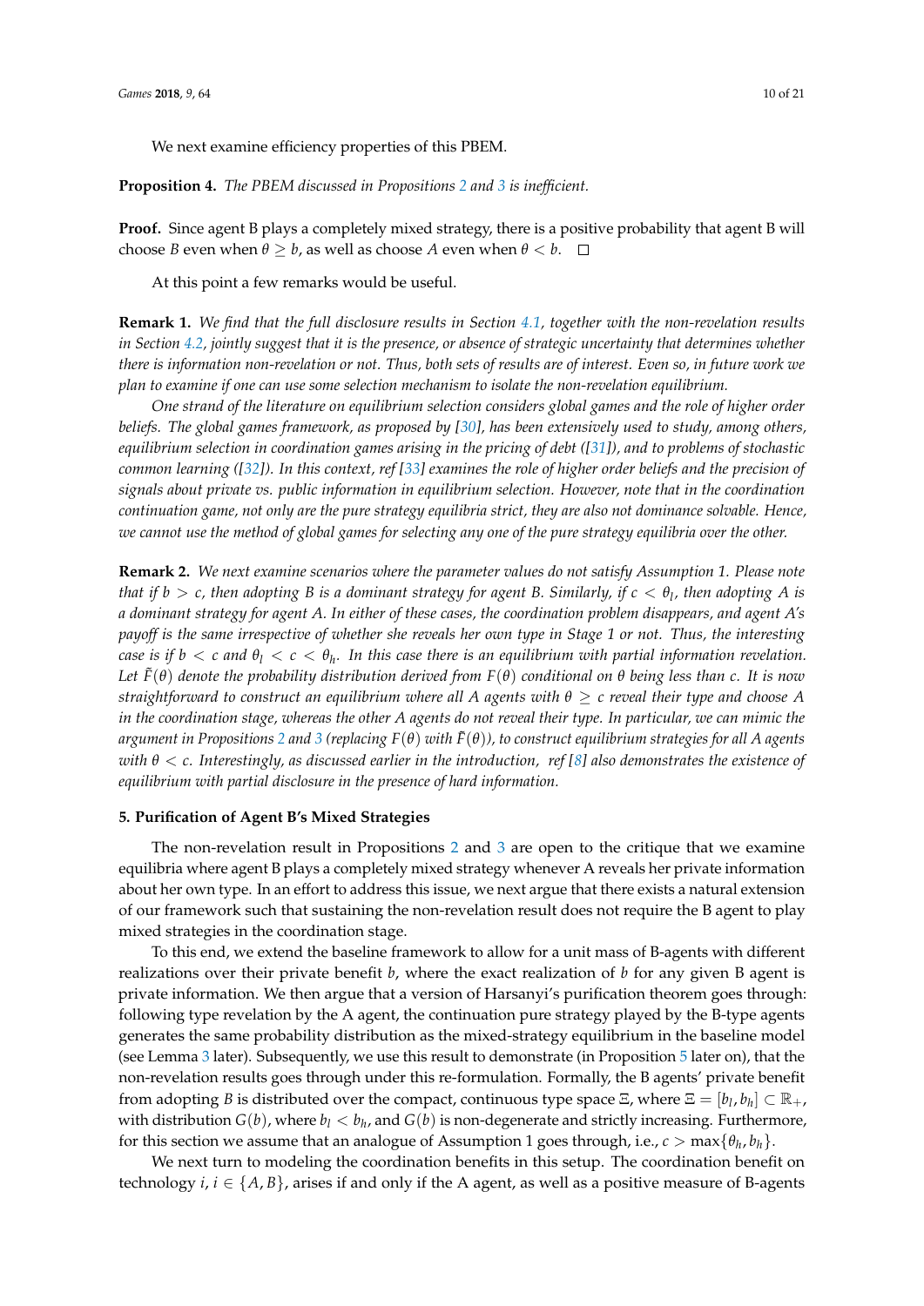We next examine efficiency properties of this PBEM.

**Proposition 4.** *The PBEM discussed in Propositions 2 and 3 is inefficient.*

**Proof.** Since agent B plays a completely mixed strategy, there is a positive probability that agent B will choose $B$ even when $\theta \geq b$, as well as choose $A$ even when $\theta < b$. □

At this point a few remarks would be useful.

**Remark 1.** *We find that the full disclosure results in Section 4.1, together with the non-revelation results in Section 4.2, jointly suggest that it is the presence, or absence of strategic uncertainty that determines whether there is information non-revelation or not. Thus, both sets of results are of interest. Even so, in future work we plan to examine if one can use some selection mechanism to isolate the non-revelation equilibrium.*

*One strand of the literature on equilibrium selection considers global games and the role of higher order beliefs. The global games framework, as proposed by [30], has been extensively used to study, among others, equilibrium selection in coordination games arising in the pricing of debt ([31]), and to problems of stochastic common learning ([32]). In this context, ref [33] examines the role of higher order beliefs and the precision of signals about private vs. public information in equilibrium selection. However, note that in the coordination continuation game, not only are the pure strategy equilibria strict, they are also not dominance solvable. Hence, we cannot use the method of global games for selecting any one of the pure strategy equilibria over the other.*

**Remark 2.** *We next examine scenarios where the parameter values do not satisfy Assumption 1. Please note that if $b > c$, then adopting $B$ is a dominant strategy for agent B. Similarly, if $c < \theta_l$, then adopting $A$ is a dominant strategy for agent A. In either of these cases, the coordination problem disappears, and agent A's payoff is the same irrespective of whether she reveals her own type in Stage 1 or not. Thus, the interesting case is if $b < c$ and $\theta_l < c < \theta_h$. In this case there is an equilibrium with partial information revelation. Let $\tilde{F}(\theta)$ denote the probability distribution derived from $F(\theta)$ conditional on $\theta$ being less than $c$. It is now straightforward to construct an equilibrium where all A agents with $\theta \geq c$ reveal their type and choose $A$ in the coordination stage, whereas the other A agents do not reveal their type. In particular, we can mimic the argument in Propositions 2 and 3 (replacing $F(\theta)$ with $\tilde{F}(\theta)$), to construct equilibrium strategies for all A agents with $\theta < c$. Interestingly, as discussed earlier in the introduction, ref [8] also demonstrates the existence of equilibrium with partial disclosure in the presence of hard information.*

### 5. Purification of Agent B's Mixed Strategies

The non-revelation result in Propositions 2 and 3 are open to the critique that we examine equilibria where agent B plays a completely mixed strategy whenever A reveals her private information about her own type. In an effort to address this issue, we next argue that there exists a natural extension of our framework such that sustaining the non-revelation result does not require the B agent to play mixed strategies in the coordination stage.

To this end, we extend the baseline framework to allow for a unit mass of B-agents with different realizations over their private benefit $b$, where the exact realization of $b$ for any given B agent is private information. We then argue that a version of Harsanyi's purification theorem goes through: following type revelation by the A agent, the continuation pure strategy played by the B-type agents generates the same probability distribution as the mixed-strategy equilibrium in the baseline model (see Lemma 3 later). Subsequently, we use this result to demonstrate (in Proposition 5 later on), that the non-revelation results goes through under this re-formulation. Formally, the B agents' private benefit from adopting $B$ is distributed over the compact, continuous type space $\Xi$, where $\Xi = [b_l, b_h] \subset \mathbb{R}_+$, with distribution $G(b)$, where $b_l < b_h$, and $G(b)$ is non-degenerate and strictly increasing. Furthermore, for this section we assume that an analogue of Assumption 1 goes through, i.e., $c > \max\{\theta_h, b_h\}$.

We next turn to modeling the coordination benefits in this setup. The coordination benefit on technology $i$, $i \in \{A, B\}$, arises if and only if the A agent, as well as a positive measure of B-agents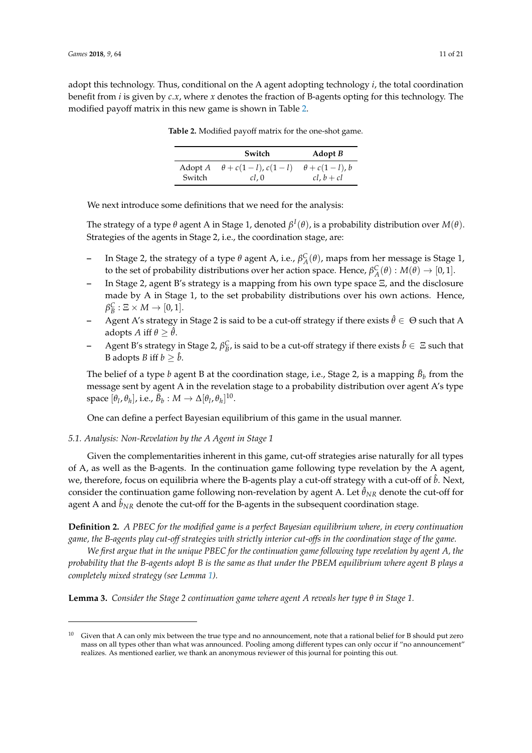adopt this technology. Thus, conditional on the A agent adopting technology $i$, the total coordination benefit from $i$ is given by $c.x$, where $x$ denotes the fraction of B-agents opting for this technology. The modified payoff matrix in this new game is shown in Table 2.

**Table 2.** Modified payoff matrix for the one-shot game.

| | Switch | Adopt $B$ |
|---|---|---|
| Adopt $A$ | $\theta + c(1-l)$, $c(1-l)$ | $\theta + c(1-l)$, $b$ |
| Switch | $cl$, $0$ | $cl$, $b + cl$ |

We next introduce some definitions that we need for the analysis:

The strategy of a type $\theta$ agent A in Stage 1, denoted $\beta^I(\theta)$, is a probability distribution over $M(\theta)$. Strategies of the agents in Stage 2, i.e., the coordination stage, are:

- In Stage 2, the strategy of a type $\theta$ agent A, i.e., $\beta_A^C(\theta)$, maps from her message is Stage 1, to the set of probability distributions over her action space. Hence, $\beta_A^C(\theta) : M(\theta) \to [0,1]$.
- In Stage 2, agent B's strategy is a mapping from his own type space $\Xi$, and the disclosure made by A in Stage 1, to the set probability distributions over his own actions. Hence, $\beta_B^C : \Xi \times M \to [0,1]$.
- Agent A's strategy in Stage 2 is said to be a cut-off strategy if there exists $\hat{\theta} \in \Theta$ such that A adopts $A$ iff $\theta \geq \hat{\theta}$.
- Agent B's strategy in Stage 2, $\beta_B^C$, is said to be a cut-off strategy if there exists $\hat{b} \in \Xi$ such that B adopts $B$ iff $b \geq \hat{b}$.

The belief of a type $b$ agent B at the coordination stage, i.e., Stage 2, is a mapping $\bar{B}_b$ from the message sent by agent A in the revelation stage to a probability distribution over agent A's type space $[\theta_l, \theta_h]$, i.e., $\bar{B}_b : M \to \Delta[\theta_l, \theta_h]$[10].

One can define a perfect Bayesian equilibrium of this game in the usual manner.

*5.1. Analysis: Non-Revelation by the A Agent in Stage 1*

Given the complementarities inherent in this game, cut-off strategies arise naturally for all types of A, as well as the B-agents. In the continuation game following type revelation by the A agent, we, therefore, focus on equilibria where the B-agents play a cut-off strategy with a cut-off of $\hat{b}$. Next, consider the continuation game following non-revelation by agent A. Let $\hat{\theta}_{NR}$ denote the cut-off for agent A and $\hat{b}_{NR}$ denote the cut-off for the B-agents in the subsequent coordination stage.

**Definition 2.** *A PBEC for the modified game is a perfect Bayesian equilibrium where, in every continuation game, the B-agents play cut-off strategies with strictly interior cut-offs in the coordination stage of the game.*

*We first argue that in the unique PBEC for the continuation game following type revelation by agent A, the probability that the B-agents adopt B is the same as that under the PBEM equilibrium where agent B plays a completely mixed strategy (see Lemma 1).*

**Lemma 3.** *Consider the Stage 2 continuation game where agent A reveals her type $\theta$ in Stage 1.*

---

[10] Given that A can only mix between the true type and no announcement, note that a rational belief for B should put zero mass on all types other than what was announced. Pooling among different types can only occur if "no announcement" realizes. As mentioned earlier, we thank an anonymous reviewer of this journal for pointing this out.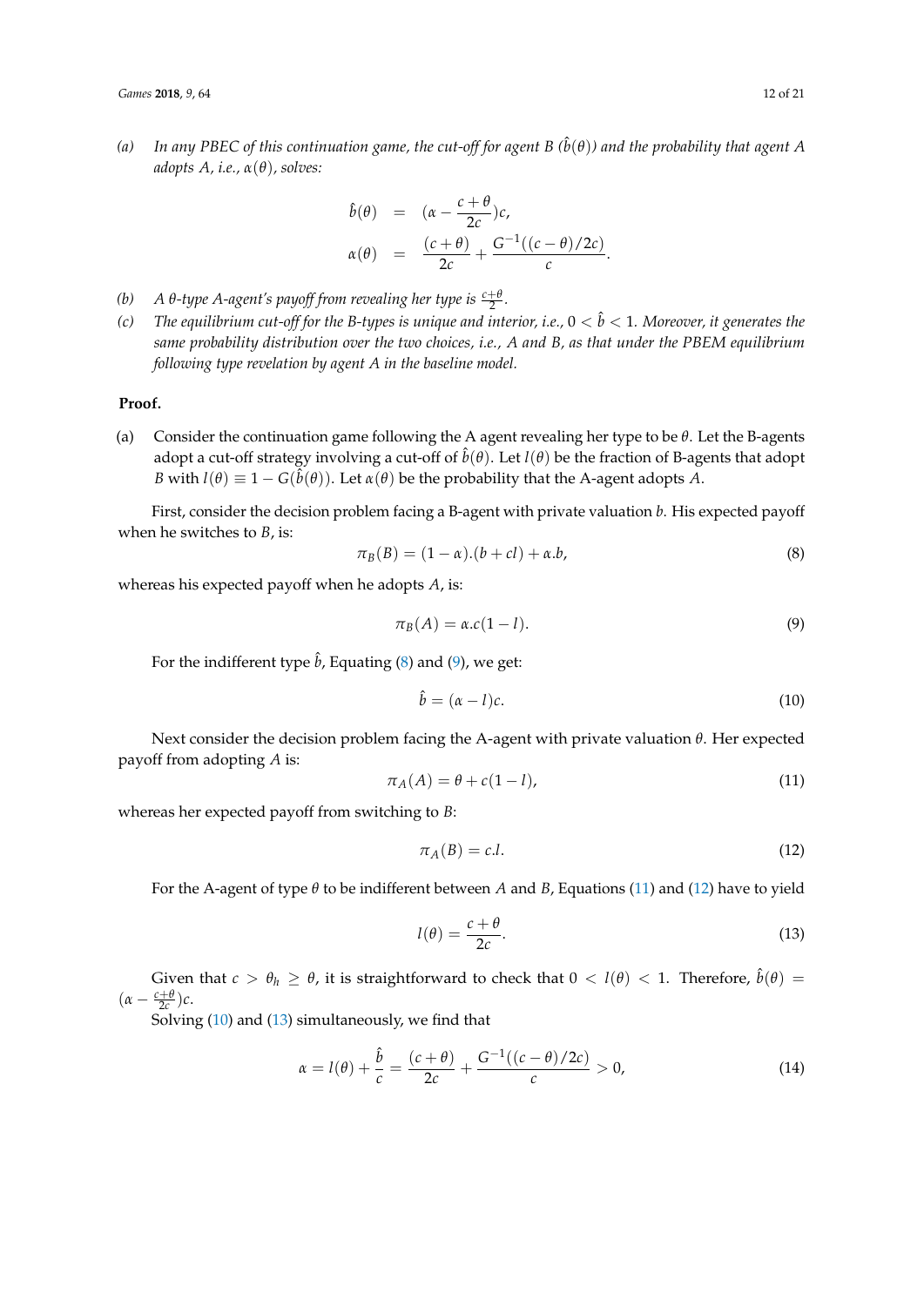(a) *In any PBEC of this continuation game, the cut-off for agent B ($\hat{b}(\theta)$) and the probability that agent A adopts A, i.e., $\alpha(\theta)$, solves:*

$$
\begin{aligned}
\hat{b}(\theta) &= (\alpha - \frac{c+\theta}{2c})c, \\
\alpha(\theta) &= \frac{(c+\theta)}{2c} + \frac{G^{-1}((c-\theta)/2c)}{c}.
\end{aligned}
$$

(b) *A $\theta$-type A-agent's payoff from revealing her type is $\frac{c+\theta}{2}$.*

(c) *The equilibrium cut-off for the B-types is unique and interior, i.e., $0 < \hat{b} < 1$. Moreover, it generates the same probability distribution over the two choices, i.e., A and B, as that under the PBEM equilibrium following type revelation by agent A in the baseline model.*

**Proof.**

(a) Consider the continuation game following the A agent revealing her type to be $\theta$. Let the B-agents adopt a cut-off strategy involving a cut-off of $\hat{b}(\theta)$. Let $l(\theta)$ be the fraction of B-agents that adopt $B$ with $l(\theta) \equiv 1 - G(\hat{b}(\theta))$. Let $\alpha(\theta)$ be the probability that the A-agent adopts $A$.

First, consider the decision problem facing a B-agent with private valuation $b$. His expected payoff when he switches to $B$, is:

$$
\pi_B(B) = (1-\alpha).(b + cl) + \alpha.b, \tag{8}
$$

whereas his expected payoff when he adopts $A$, is:

$$
\pi_B(A) = \alpha.c(1-l). \tag{9}
$$

For the indifferent type $\hat{b}$, Equating (8) and (9), we get:

$$
\hat{b} = (\alpha - l)c. \tag{10}
$$

Next consider the decision problem facing the A-agent with private valuation $\theta$. Her expected payoff from adopting $A$ is:

$$
\pi_A(A) = \theta + c(1-l), \tag{11}
$$

whereas her expected payoff from switching to $B$:

$$
\pi_A(B) = c.l. \tag{12}
$$

For the A-agent of type $\theta$ to be indifferent between $A$ and $B$, Equations (11) and (12) have to yield

$$
l(\theta) = \frac{c+\theta}{2c}. \tag{13}
$$

Given that $c > \theta_h \geq \theta$, it is straightforward to check that $0 < l(\theta) < 1$. Therefore, $\hat{b}(\theta) = (\alpha - \frac{c+\theta}{2c})c$.

Solving (10) and (13) simultaneously, we find that

$$
\alpha = l(\theta) + \frac{\hat{b}}{c} = \frac{(c+\theta)}{2c} + \frac{G^{-1}((c-\theta)/2c)}{c} > 0, \tag{14}
$$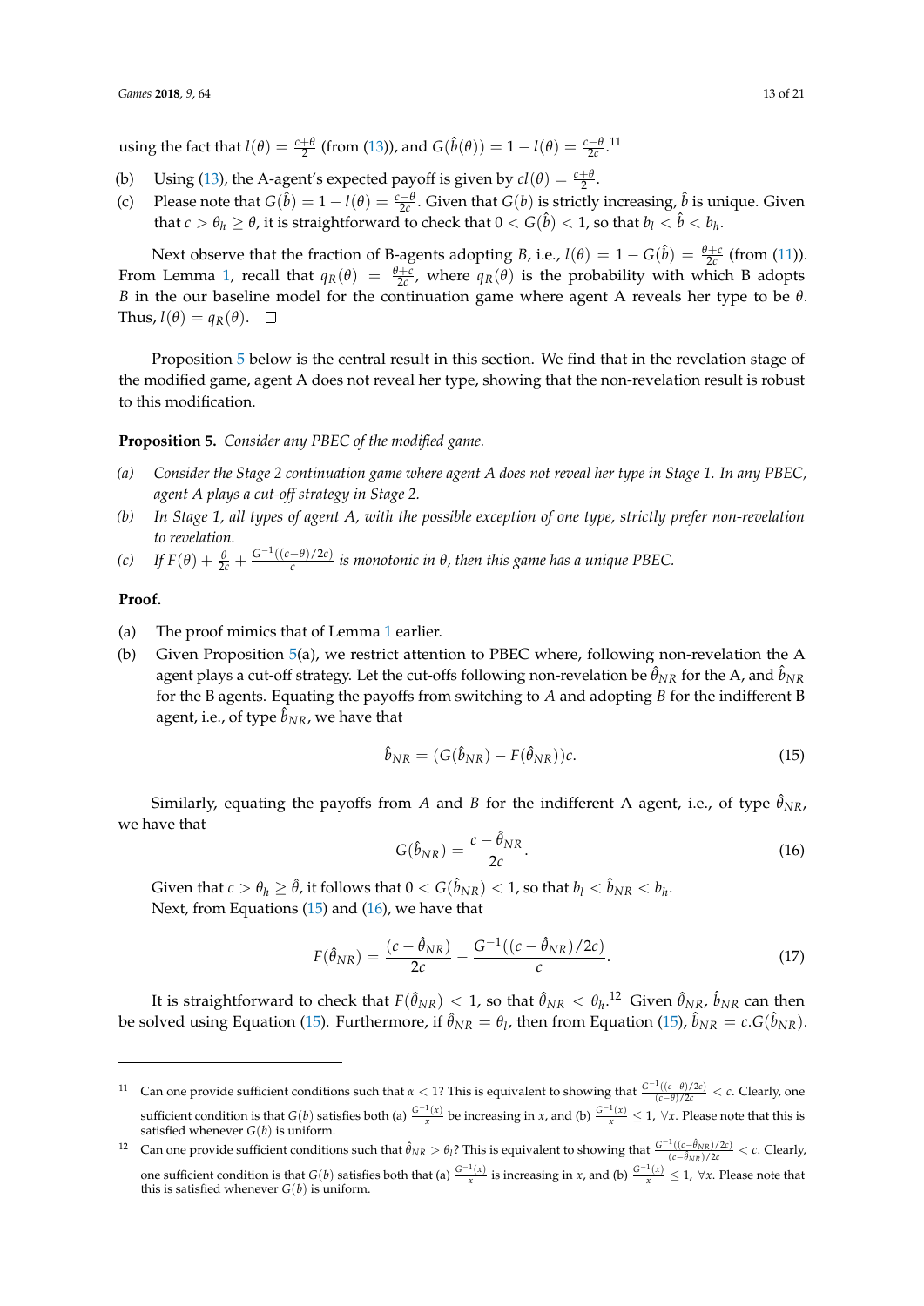using the fact that $l(\theta) = \frac{c+\theta}{2}$ (from (13)), and $G(\hat{b}(\theta)) = 1 - l(\theta) = \frac{c-\theta}{2c}$.[11]

(b) Using (13), the A-agent's expected payoff is given by $cl(\theta) = \frac{c+\theta}{2}$.

(c) Please note that $G(\hat{b}) = 1 - l(\theta) = \frac{c-\theta}{2c}$. Given that $G(b)$ is strictly increasing, $\hat{b}$ is unique. Given that $c > \theta_h \geq \theta$, it is straightforward to check that $0 < G(\hat{b}) < 1$, so that $b_l < \hat{b} < b_h$.

Next observe that the fraction of B-agents adopting $B$, i.e., $l(\theta) = 1 - G(\hat{b}) = \frac{\theta+c}{2c}$ (from (11)). From Lemma 1, recall that $q_R(\theta) = \frac{\theta+c}{2c}$, where $q_R(\theta)$ is the probability with which B adopts $B$ in the our baseline model for the continuation game where agent A reveals her type to be $\theta$. Thus, $l(\theta) = q_R(\theta)$. □

Proposition 5 below is the central result in this section. We find that in the revelation stage of the modified game, agent A does not reveal her type, showing that the non-revelation result is robust to this modification.

**Proposition 5.** *Consider any PBEC of the modified game.*

*(a) Consider the Stage 2 continuation game where agent A does not reveal her type in Stage 1. In any PBEC, agent A plays a cut-off strategy in Stage 2.*

*(b) In Stage 1, all types of agent A, with the possible exception of one type, strictly prefer non-revelation to revelation.*

*(c) If $F(\theta) + \frac{\theta}{2c} + \frac{G^{-1}((c-\theta)/2c)}{c}$ is monotonic in $\theta$, then this game has a unique PBEC.*

**Proof.**

(a) The proof mimics that of Lemma 1 earlier.

(b) Given Proposition 5(a), we restrict attention to PBEC where, following non-revelation the A agent plays a cut-off strategy. Let the cut-offs following non-revelation be $\hat{\theta}_{NR}$ for the A, and $\hat{b}_{NR}$ for the B agents. Equating the payoffs from switching to $A$ and adopting $B$ for the indifferent B agent, i.e., of type $\hat{b}_{NR}$, we have that

$$\hat{b}_{NR} = (G(\hat{b}_{NR}) - F(\hat{\theta}_{NR}))c. \tag{15}$$

Similarly, equating the payoffs from $A$ and $B$ for the indifferent A agent, i.e., of type $\hat{\theta}_{NR}$, we have that

$$G(\hat{b}_{NR}) = \frac{c - \hat{\theta}_{NR}}{2c}. \tag{16}$$

Given that $c > \theta_h \geq \hat{\theta}$, it follows that $0 < G(\hat{b}_{NR}) < 1$, so that $b_l < \hat{b}_{NR} < b_h$.

Next, from Equations (15) and (16), we have that

$$F(\hat{\theta}_{NR}) = \frac{(c - \hat{\theta}_{NR})}{2c} - \frac{G^{-1}((c - \hat{\theta}_{NR})/2c)}{c}. \tag{17}$$

It is straightforward to check that $F(\hat{\theta}_{NR}) < 1$, so that $\hat{\theta}_{NR} < \theta_h$.[12] Given $\hat{\theta}_{NR}$, $\hat{b}_{NR}$ can then be solved using Equation (15). Furthermore, if $\hat{\theta}_{NR} = \theta_l$, then from Equation (15), $\hat{b}_{NR} = c.G(\hat{b}_{NR})$.

---

[11] Can one provide sufficient conditions such that $\alpha < 1$? This is equivalent to showing that $\frac{G^{-1}((c-\theta)/2c)}{(c-\theta)/2c} < c$. Clearly, one sufficient condition is that $G(b)$ satisfies both (a) $\frac{G^{-1}(x)}{x}$ be increasing in $x$, and (b) $\frac{G^{-1}(x)}{x} \leq 1$, $\forall x$. Please note that this is satisfied whenever $G(b)$ is uniform.

[12] Can one provide sufficient conditions such that $\hat{\theta}_{NR} > \theta_l$? This is equivalent to showing that $\frac{G^{-1}((c-\hat{\theta}_{NR})/2c)}{(c-\hat{\theta}_{NR})/2c} < c$. Clearly, one sufficient condition is that $G(b)$ satisfies both that (a) $\frac{G^{-1}(x)}{x}$ is increasing in $x$, and (b) $\frac{G^{-1}(x)}{x} \leq 1$, $\forall x$. Please note that this is satisfied whenever $G(b)$ is uniform.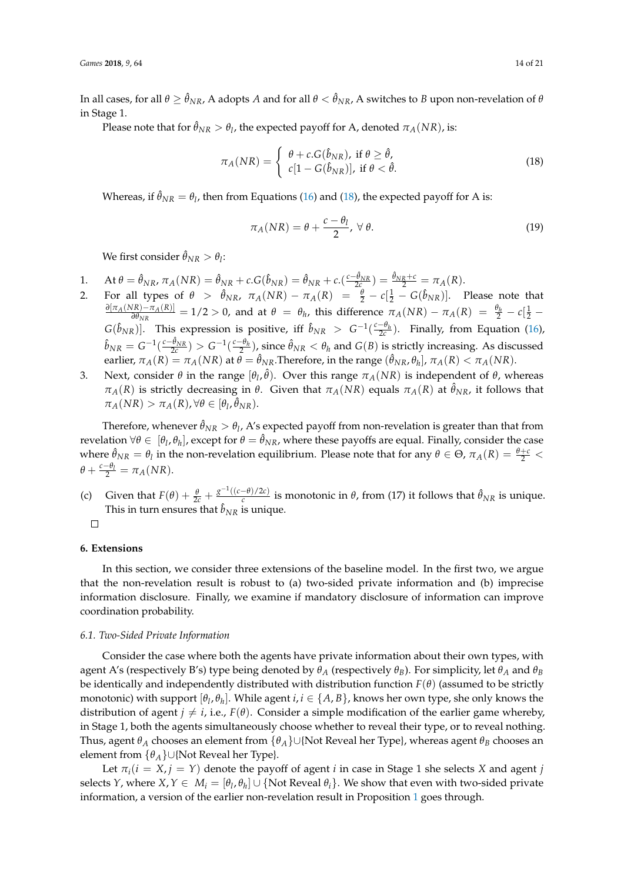In all cases, for all $\theta \geq \hat{\theta}_{NR}$, A adopts $A$ and for all $\theta < \hat{\theta}_{NR}$, A switches to $B$ upon non-revelation of $\theta$ in Stage 1.

Please note that for $\hat{\theta}_{NR} > \theta_l$, the expected payoff for A, denoted $\pi_A(NR)$, is:

$$\pi_A(NR) = \begin{cases} \theta + c.G(\hat{b}_{NR}), \text{ if } \theta \geq \hat{\theta}, \\ c[1 - G(\hat{b}_{NR})], \text{ if } \theta < \hat{\theta}. \end{cases} \tag{18}$$

Whereas, if $\hat{\theta}_{NR} = \theta_l$, then from Equations (16) and (18), the expected payoff for A is:

$$\pi_A(NR) = \theta + \frac{c - \theta_l}{2}, \; \forall \; \theta. \tag{19}$$

We first consider $\hat{\theta}_{NR} > \theta_l$:

1. At $\theta = \hat{\theta}_{NR}$, $\pi_A(NR) = \hat{\theta}_{NR} + c.G(\hat{b}_{NR}) = \hat{\theta}_{NR} + c.(\frac{c - \hat{\theta}_{NR}}{2c}) = \frac{\hat{\theta}_{NR} + c}{2} = \pi_A(R)$.
2. For all types of $\theta > \hat{\theta}_{NR}$, $\pi_A(NR) - \pi_A(R) = \frac{\theta}{2} - c[\frac{1}{2} - G(\hat{b}_{NR})]$. Please note that $\frac{\partial[\pi_A(NR) - \pi_A(R)]}{\partial \theta_{NR}} = 1/2 > 0$, and at $\theta = \theta_h$, this difference $\pi_A(NR) - \pi_A(R) = \frac{\theta_h}{2} - c[\frac{1}{2} - G(\hat{b}_{NR})]$. This expression is positive, iff $\hat{b}_{NR} > G^{-1}(\frac{c - \theta_h}{2c})$. Finally, from Equation (16), $\hat{b}_{NR} = G^{-1}(\frac{c - \hat{\theta}_{NR}}{2c}) > G^{-1}(\frac{c - \theta_h}{2})$, since $\hat{\theta}_{NR} < \theta_h$ and $G(B)$ is strictly increasing. As discussed earlier, $\pi_A(R) = \pi_A(NR)$ at $\theta = \hat{\theta}_{NR}$.Therefore, in the range $(\hat{\theta}_{NR}, \theta_h]$, $\pi_A(R) < \pi_A(NR)$.
3. Next, consider $\theta$ in the range $[\theta_l, \hat{\theta})$. Over this range $\pi_A(NR)$ is independent of $\theta$, whereas $\pi_A(R)$ is strictly decreasing in $\theta$. Given that $\pi_A(NR)$ equals $\pi_A(R)$ at $\hat{\theta}_{NR}$, it follows that $\pi_A(NR) > \pi_A(R), \forall \theta \in [\theta_l, \hat{\theta}_{NR})$.

Therefore, whenever $\hat{\theta}_{NR} > \theta_l$, A's expected payoff from non-revelation is greater than that from revelation $\forall \theta \in [\theta_l, \theta_h]$, except for $\theta = \hat{\theta}_{NR}$, where these payoffs are equal. Finally, consider the case where $\hat{\theta}_{NR} = \theta_l$ in the non-revelation equilibrium. Please note that for any $\theta \in \Theta$, $\pi_A(R) = \frac{\theta + c}{2} < \theta + \frac{c - \theta_l}{2} = \pi_A(NR)$.

(c) Given that $F(\theta) + \frac{\theta}{2c} + \frac{g^{-1}((c - \theta)/2c)}{c}$ is monotonic in $\theta$, from (17) it follows that $\hat{\theta}_{NR}$ is unique. This in turn ensures that $\hat{b}_{NR}$ is unique.

□

## 6. Extensions

In this section, we consider three extensions of the baseline model. In the first two, we argue that the non-revelation result is robust to (a) two-sided private information and (b) imprecise information disclosure. Finally, we examine if mandatory disclosure of information can improve coordination probability.

### 6.1. Two-Sided Private Information

Consider the case where both the agents have private information about their own types, with agent A's (respectively B's) type being denoted by $\theta_A$ (respectively $\theta_B$). For simplicity, let $\theta_A$ and $\theta_B$ be identically and independently distributed with distribution function $F(\theta)$ (assumed to be strictly monotonic) with support $[\theta_l, \theta_h]$. While agent $i, i \in \{A, B\}$, knows her own type, she only knows the distribution of agent $j \neq i$, i.e., $F(\theta)$. Consider a simple modification of the earlier game whereby, in Stage 1, both the agents simultaneously choose whether to reveal their type, or to reveal nothing. Thus, agent $\theta_A$ chooses an element from $\{\theta_A\}\cup${Not Reveal her Type}, whereas agent $\theta_B$ chooses an element from $\{\theta_A\}\cup${Not Reveal her Type}.

Let $\pi_i(i = X, j = Y)$ denote the payoff of agent $i$ in case in Stage 1 she selects $X$ and agent $j$ selects $Y$, where $X, Y \in M_i = [\theta_l, \theta_h] \cup \{\text{Not Reveal } \theta_i\}$. We show that even with two-sided private information, a version of the earlier non-revelation result in Proposition 1 goes through.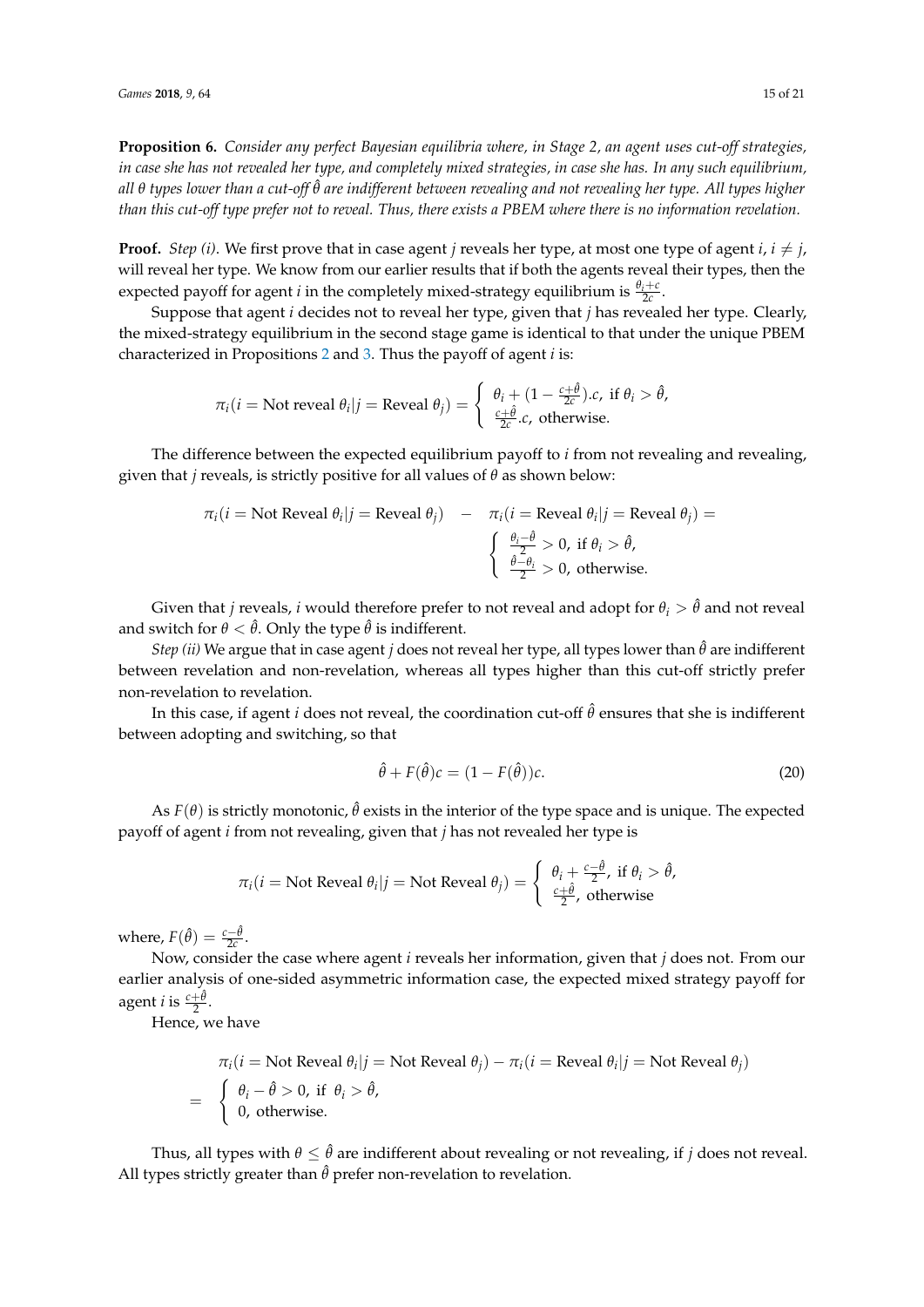**Proposition 6.** *Consider any perfect Bayesian equilibria where, in Stage 2, an agent uses cut-off strategies, in case she has not revealed her type, and completely mixed strategies, in case she has. In any such equilibrium, all $\theta$ types lower than a cut-off $\hat{\theta}$ are indifferent between revealing and not revealing her type. All types higher than this cut-off type prefer not to reveal. Thus, there exists a PBEM where there is no information revelation.*

**Proof.** *Step (i)*. We first prove that in case agent $j$ reveals her type, at most one type of agent $i$, $i \neq j$, will reveal her type. We know from our earlier results that if both the agents reveal their types, then the expected payoff for agent $i$ in the completely mixed-strategy equilibrium is $\frac{\theta_i + c}{2c}$.

Suppose that agent $i$ decides not to reveal her type, given that $j$ has revealed her type. Clearly, the mixed-strategy equilibrium in the second stage game is identical to that under the unique PBEM characterized in Propositions 2 and 3. Thus the payoff of agent $i$ is:

$$\pi_i(i = \text{Not reveal } \theta_i | j = \text{Reveal } \theta_j) = \begin{cases} \theta_i + (1 - \frac{c+\hat{\theta}}{2c}).c, \text{ if } \theta_i > \hat{\theta}, \\ \frac{c+\hat{\theta}}{2c}.c, \text{ otherwise.} \end{cases}$$

The difference between the expected equilibrium payoff to $i$ from not revealing and revealing, given that $j$ reveals, is strictly positive for all values of $\theta$ as shown below:

$$\pi_i(i = \text{Not Reveal } \theta_i | j = \text{Reveal } \theta_j) \quad - \quad \pi_i(i = \text{Reveal } \theta_i | j = \text{Reveal } \theta_j) = \begin{cases} \frac{\theta_i - \hat{\theta}}{2} > 0, \text{ if } \theta_i > \hat{\theta}, \\ \frac{\hat{\theta} - \theta_i}{2} > 0, \text{ otherwise.} \end{cases}$$

Given that $j$ reveals, $i$ would therefore prefer to not reveal and adopt for $\theta_i > \hat{\theta}$ and not reveal and switch for $\theta < \hat{\theta}$. Only the type $\hat{\theta}$ is indifferent.

*Step (ii)* We argue that in case agent $j$ does not reveal her type, all types lower than $\hat{\theta}$ are indifferent between revelation and non-revelation, whereas all types higher than this cut-off strictly prefer non-revelation to revelation.

In this case, if agent $i$ does not reveal, the coordination cut-off $\hat{\theta}$ ensures that she is indifferent between adopting and switching, so that

$$\hat{\theta} + F(\hat{\theta})c = (1 - F(\hat{\theta}))c. \tag{20}$$

As $F(\theta)$ is strictly monotonic, $\hat{\theta}$ exists in the interior of the type space and is unique. The expected payoff of agent $i$ from not revealing, given that $j$ has not revealed her type is

$$\pi_i(i = \text{Not Reveal } \theta_i | j = \text{Not Reveal } \theta_j) = \begin{cases} \theta_i + \frac{c-\hat{\theta}}{2}, \text{ if } \theta_i > \hat{\theta}, \\ \frac{c+\hat{\theta}}{2}, \text{ otherwise} \end{cases}$$

where, $F(\hat{\theta}) = \frac{c-\hat{\theta}}{2c}$.

Now, consider the case where agent $i$ reveals her information, given that $j$ does not. From our earlier analysis of one-sided asymmetric information case, the expected mixed strategy payoff for agent $i$ is $\frac{c+\hat{\theta}}{2}$.

Hence, we have

$$\begin{aligned} & \pi_i(i = \text{Not Reveal } \theta_i | j = \text{Not Reveal } \theta_j) - \pi_i(i = \text{Reveal } \theta_i | j = \text{Not Reveal } \theta_j) \\ = & \begin{cases} \theta_i - \hat{\theta} > 0, \text{ if } \theta_i > \hat{\theta}, \\ 0, \text{ otherwise.} \end{cases} \end{aligned}$$

Thus, all types with $\theta \leq \hat{\theta}$ are indifferent about revealing or not revealing, if $j$ does not reveal. All types strictly greater than $\hat{\theta}$ prefer non-revelation to revelation.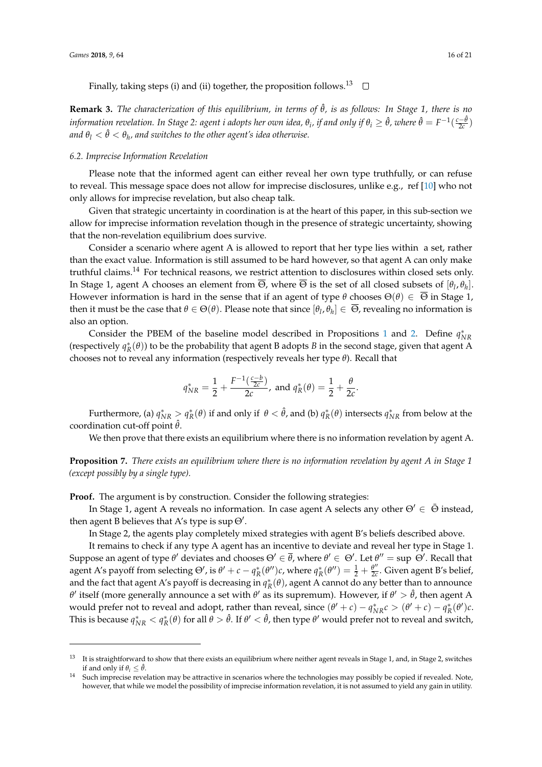Finally, taking steps (i) and (ii) together, the proposition follows.[13] □

**Remark 3.** *The characterization of this equilibrium, in terms of $\hat{\theta}$, is as follows: In Stage 1, there is no information revelation. In Stage 2: agent i adopts her own idea, $\theta_i$, if and only if $\theta_i \geq \hat{\theta}$, where $\hat{\theta} = F^{-1}(\frac{c-\hat{\theta}}{2c})$ and $\theta_l < \hat{\theta} < \theta_h$, and switches to the other agent's idea otherwise.*

### 6.2. Imprecise Information Revelation

Please note that the informed agent can either reveal her own type truthfully, or can refuse to reveal. This message space does not allow for imprecise disclosures, unlike e.g., ref [10] who not only allows for imprecise revelation, but also cheap talk.

Given that strategic uncertainty in coordination is at the heart of this paper, in this sub-section we allow for imprecise information revelation though in the presence of strategic uncertainty, showing that the non-revelation equilibrium does survive.

Consider a scenario where agent A is allowed to report that her type lies within a set, rather than the exact value. Information is still assumed to be hard however, so that agent A can only make truthful claims.[14] For technical reasons, we restrict attention to disclosures within closed sets only. In Stage 1, agent A chooses an element from $\overline{\Theta}$, where $\overline{\Theta}$ is the set of all closed subsets of $[\theta_l, \theta_h]$. However information is hard in the sense that if an agent of type $\theta$ chooses $\Theta(\theta) \in \overline{\Theta}$ in Stage 1, then it must be the case that $\theta \in \Theta(\theta)$. Please note that since $[\theta_l, \theta_h] \in \overline{\Theta}$, revealing no information is also an option.

Consider the PBEM of the baseline model described in Propositions 1 and 2. Define $q^*_{NR}$ (respectively $q^*_R(\theta)$) to be the probability that agent B adopts $B$ in the second stage, given that agent A chooses not to reveal any information (respectively reveals her type $\theta$). Recall that

$$q^*_{NR} = \frac{1}{2} + \frac{F^{-1}(\frac{c-b}{2c})}{2c}, \text{ and } q^*_R(\theta) = \frac{1}{2} + \frac{\theta}{2c}.$$

Furthermore, (a) $q^*_{NR} > q^*_R(\theta)$ if and only if $\theta < \hat{\theta}$, and (b) $q^*_R(\theta)$ intersects $q^*_{NR}$ from below at the coordination cut-off point $\hat{\theta}$.

We then prove that there exists an equilibrium where there is no information revelation by agent A.

**Proposition 7.** *There exists an equilibrium where there is no information revelation by agent A in Stage 1 (except possibly by a single type).*

**Proof.** The argument is by construction. Consider the following strategies:

In Stage 1, agent A reveals no information. In case agent A selects any other $\Theta' \in \bar{\Theta}$ instead, then agent B believes that A's type is $\sup \Theta'$.

In Stage 2, the agents play completely mixed strategies with agent B's beliefs described above.

It remains to check if any type A agent has an incentive to deviate and reveal her type in Stage 1. Suppose an agent of type $\theta'$ deviates and chooses $\Theta' \in \overline{\theta}$, where $\theta' \in \Theta'$. Let $\theta'' = \sup \Theta'$. Recall that agent A's payoff from selecting $\Theta'$, is $\theta' + c - q^*_R(\theta'')c$, where $q^*_R(\theta'') = \frac{1}{2} + \frac{\theta''}{2c}$. Given agent B's belief, and the fact that agent A's payoff is decreasing in $q^*_R(\theta)$, agent A cannot do any better than to announce $\theta'$ itself (more generally announce a set with $\theta'$ as its supremum). However, if $\theta' > \hat{\theta}$, then agent A would prefer not to reveal and adopt, rather than reveal, since $(\theta' + c) - q^*_{NR}c > (\theta' + c) - q^*_R(\theta')c$. This is because $q^*_{NR} < q^*_R(\theta)$ for all $\theta > \hat{\theta}$. If $\theta' < \hat{\theta}$, then type $\theta'$ would prefer not to reveal and switch,

[13] It is straightforward to show that there exists an equilibrium where neither agent reveals in Stage 1, and, in Stage 2, switches if and only if $\theta_i \leq \hat{\theta}$.

[14] Such imprecise revelation may be attractive in scenarios where the technologies may possibly be copied if revealed. Note, however, that while we model the possibility of imprecise information revelation, it is not assumed to yield any gain in utility.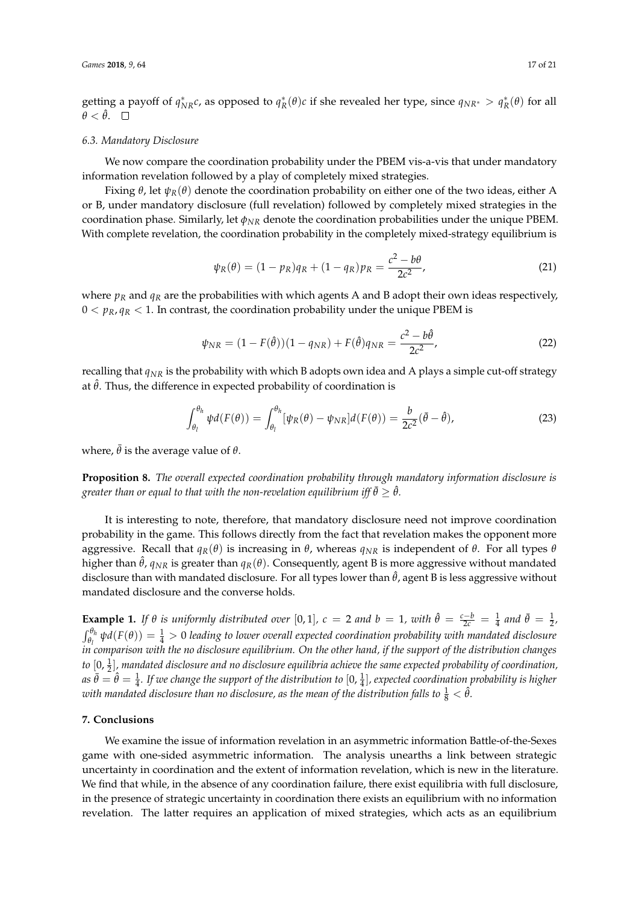getting a payoff of $q^*_{NR}c$, as opposed to $q^*_R(\theta)c$ if she revealed her type, since $q_{NR^*} > q^*_R(\theta)$ for all $\theta < \hat{\theta}$. $\square$

### 6.3. Mandatory Disclosure

We now compare the coordination probability under the PBEM vis-a-vis that under mandatory information revelation followed by a play of completely mixed strategies.

Fixing $\theta$, let $\psi_R(\theta)$ denote the coordination probability on either one of the two ideas, either A or B, under mandatory disclosure (full revelation) followed by completely mixed strategies in the coordination phase. Similarly, let $\phi_{NR}$ denote the coordination probabilities under the unique PBEM. With complete revelation, the coordination probability in the completely mixed-strategy equilibrium is

$$\psi_R(\theta) = (1 - p_R)q_R + (1 - q_R)p_R = \frac{c^2 - b\theta}{2c^2}, \tag{21}$$

where $p_R$ and $q_R$ are the probabilities with which agents A and B adopt their own ideas respectively, $0 < p_R, q_R < 1$. In contrast, the coordination probability under the unique PBEM is

$$\psi_{NR} = (1 - F(\hat{\theta}))(1 - q_{NR}) + F(\hat{\theta})q_{NR} = \frac{c^2 - b\hat{\theta}}{2c^2}, \tag{22}$$

recalling that $q_{NR}$ is the probability with which B adopts own idea and A plays a simple cut-off strategy at $\hat{\theta}$. Thus, the difference in expected probability of coordination is

$$\int_{\theta_l}^{\theta_h} \psi d(F(\theta)) = \int_{\theta_l}^{\theta_h} [\psi_R(\theta) - \psi_{NR}] d(F(\theta)) = \frac{b}{2c^2}(\bar{\theta} - \hat{\theta}), \tag{23}$$

where, $\bar{\theta}$ is the average value of $\theta$.

**Proposition 8.** *The overall expected coordination probability through mandatory information disclosure is greater than or equal to that with the non-revelation equilibrium iff $\bar{\theta} \geq \hat{\theta}$.*

It is interesting to note, therefore, that mandatory disclosure need not improve coordination probability in the game. This follows directly from the fact that revelation makes the opponent more aggressive. Recall that $q_R(\theta)$ is increasing in $\theta$, whereas $q_{NR}$ is independent of $\theta$. For all types $\theta$ higher than $\hat{\theta}$, $q_{NR}$ is greater than $q_R(\theta)$. Consequently, agent B is more aggressive without mandated disclosure than with mandated disclosure. For all types lower than $\hat{\theta}$, agent B is less aggressive without mandated disclosure and the converse holds.

**Example 1.** *If $\theta$ is uniformly distributed over $[0, 1]$, $c = 2$ and $b = 1$, with $\hat{\theta} = \frac{c-b}{2c} = \frac{1}{4}$ and $\bar{\theta} = \frac{1}{2}$, $\int_{\theta_l}^{\theta_h} \psi d(F(\theta)) = \frac{1}{4} > 0$ leading to lower overall expected coordination probability with mandatory disclosure in comparison with the no disclosure equilibrium. On the other hand, if the support of the distribution changes to $[0, \frac{1}{2}]$, mandated disclosure and no disclosure equilibria achieve the same expected probability of coordination, as $\bar{\theta} = \hat{\theta} = \frac{1}{4}$. If we change the support of the distribution to $[0, \frac{1}{4}]$, expected coordination probability is higher with mandated disclosure than no disclosure, as the mean of the distribution falls to $\frac{1}{8} < \hat{\theta}$.*

## 7. Conclusions

We examine the issue of information revelation in an asymmetric information Battle-of-the-Sexes game with one-sided asymmetric information. The analysis unearths a link between strategic uncertainty in coordination and the extent of information revelation, which is new in the literature. We find that while, in the absence of any coordination failure, there exist equilibria with full disclosure, in the presence of strategic uncertainty in coordination there exists an equilibrium with no information revelation. The latter requires an application of mixed strategies, which acts as an equilibrium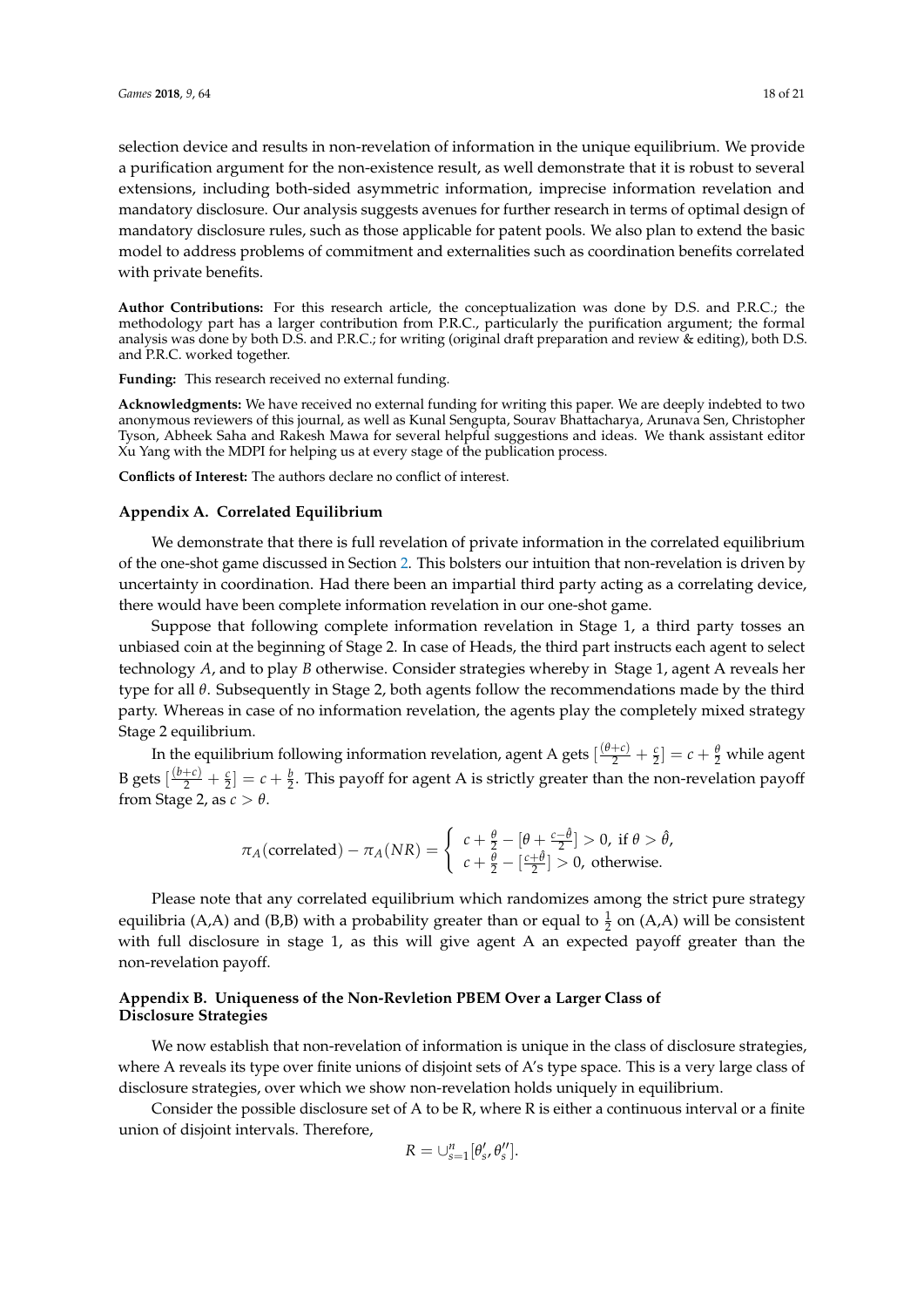selection device and results in non-revelation of information in the unique equilibrium. We provide a purification argument for the non-existence result, as well demonstrate that it is robust to several extensions, including both-sided asymmetric information, imprecise information revelation and mandatory disclosure. Our analysis suggests avenues for further research in terms of optimal design of mandatory disclosure rules, such as those applicable for patent pools. We also plan to extend the basic model to address problems of commitment and externalities such as coordination benefits correlated with private benefits.

**Author Contributions:** For this research article, the conceptualization was done by D.S. and P.R.C.; the methodology part has a larger contribution from P.R.C., particularly the purification argument; the formal analysis was done by both D.S. and P.R.C.; for writing (original draft preparation and review & editing), both D.S. and P.R.C. worked together.

**Funding:** This research received no external funding.

**Acknowledgments:** We have received no external funding for writing this paper. We are deeply indebted to two anonymous reviewers of this journal, as well as Kunal Sengupta, Sourav Bhattacharya, Arunava Sen, Christopher Tyson, Abheek Saha and Rakesh Mawa for several helpful suggestions and ideas. We thank assistant editor Xu Yang with the MDPI for helping us at every stage of the publication process.

**Conflicts of Interest:** The authors declare no conflict of interest.

## Appendix A. Correlated Equilibrium

We demonstrate that there is full revelation of private information in the correlated equilibrium of the one-shot game discussed in Section 2. This bolsters our intuition that non-revelation is driven by uncertainty in coordination. Had there been an impartial third party acting as a correlating device, there would have been complete information revelation in our one-shot game.

Suppose that following complete information revelation in Stage 1, a third party tosses an unbiased coin at the beginning of Stage 2. In case of Heads, the third part instructs each agent to select technology $A$, and to play $B$ otherwise. Consider strategies whereby in Stage 1, agent A reveals her type for all $\theta$. Subsequently in Stage 2, both agents follow the recommendations made by the third party. Whereas in case of no information revelation, the agents play the completely mixed strategy Stage 2 equilibrium.

In the equilibrium following information revelation, agent A gets $[\frac{(\theta+c)}{2}+\frac{c}{2}] = c+\frac{\theta}{2}$ while agent B gets $[\frac{(b+c)}{2}+\frac{c}{2}] = c+\frac{b}{2}$. This payoff for agent A is strictly greater than the non-revelation payoff from Stage 2, as $c > \theta$.

$$\pi_A(\text{correlated}) - \pi_A(NR) = \begin{cases} c+\frac{\theta}{2} - [\theta + \frac{c-\hat{\theta}}{2}] > 0, \text{ if } \theta > \hat{\theta}, \\ c+\frac{\theta}{2} - [\frac{c+\hat{\theta}}{2}] > 0, \text{ otherwise.} \end{cases}$$

Please note that any correlated equilibrium which randomizes among the strict pure strategy equilibria (A,A) and (B,B) with a probability greater than or equal to $\frac{1}{2}$ on (A,A) will be consistent with full disclosure in stage 1, as this will give agent A an expected payoff greater than the non-revelation payoff.

## Appendix B. Uniqueness of the Non-Revletion PBEM Over a Larger Class of Disclosure Strategies

We now establish that non-revelation of information is unique in the class of disclosure strategies, where A reveals its type over finite unions of disjoint sets of A's type space. This is a very large class of disclosure strategies, over which we show non-revelation holds uniquely in equilibrium.

Consider the possible disclosure set of A to be R, where R is either a continuous interval or a finite union of disjoint intervals. Therefore,

$$R = \cup_{s=1}^{n}[\theta_s', \theta_s''].$$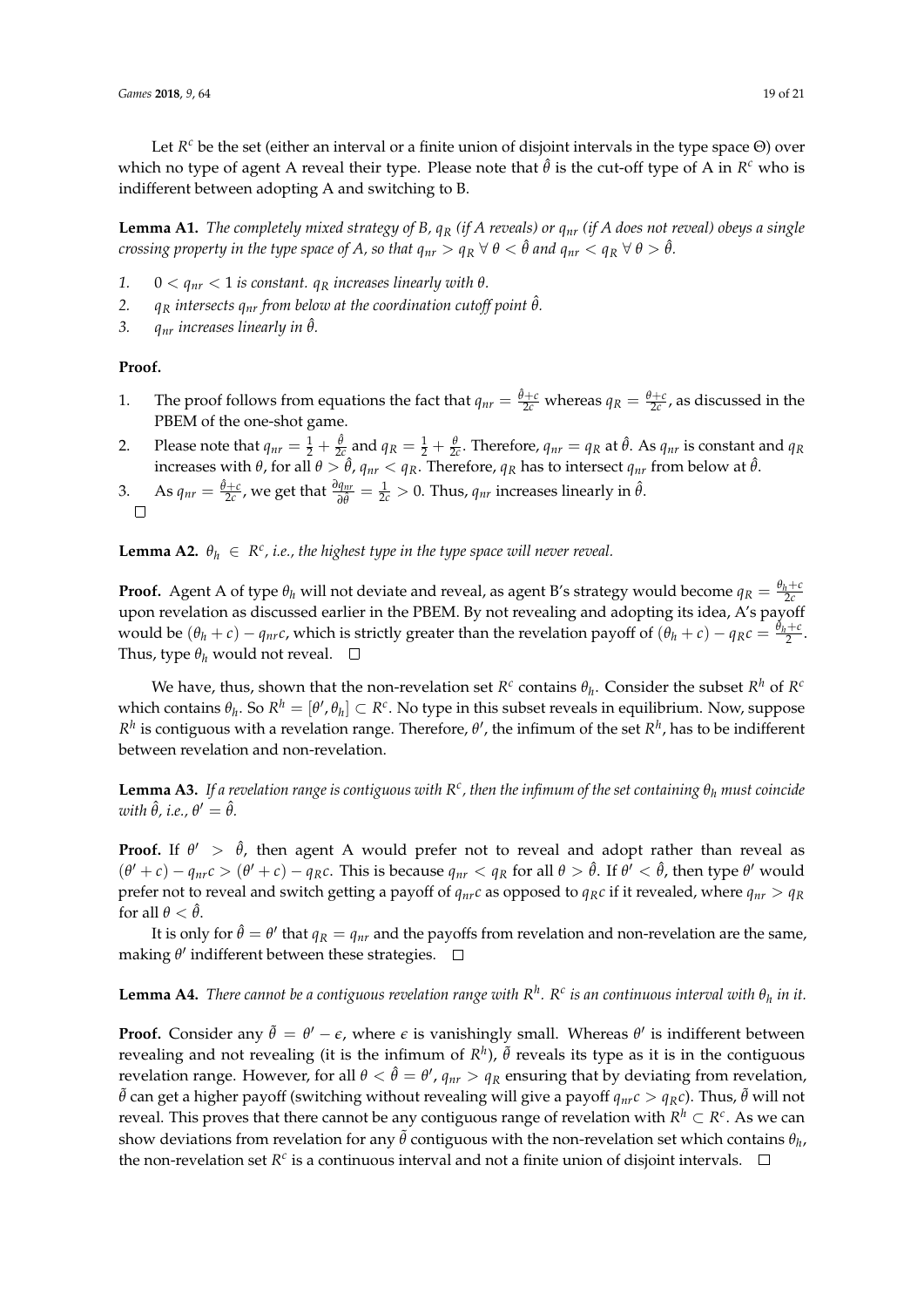Let $R^c$ be the set (either an interval or a finite union of disjoint intervals in the type space $\Theta$) over which no type of agent A reveal their type. Please note that $\hat{\theta}$ is the cut-off type of A in $R^c$ who is indifferent between adopting A and switching to B.

**Lemma A1.** *The completely mixed strategy of B, $q_R$ (if A reveals) or $q_{nr}$ (if A does not reveal) obeys a single crossing property in the type space of A, so that $q_{nr} > q_R \; \forall \; \theta < \hat{\theta}$ and $q_{nr} < q_R \; \forall \; \theta > \hat{\theta}$.*

1. *$0 < q_{nr} < 1$ is constant. $q_R$ increases linearly with $\theta$.*
2. *$q_R$ intersects $q_{nr}$ from below at the coordination cutoff point $\hat{\theta}$.*
3. *$q_{nr}$ increases linearly in $\hat{\theta}$.*

**Proof.**

1. The proof follows from equations the fact that $q_{nr} = \frac{\hat{\theta}+c}{2c}$ whereas $q_R = \frac{\theta+c}{2c}$, as discussed in the PBEM of the one-shot game.
2. Please note that $q_{nr} = \frac{1}{2} + \frac{\hat{\theta}}{2c}$ and $q_R = \frac{1}{2} + \frac{\theta}{2c}$. Therefore, $q_{nr} = q_R$ at $\hat{\theta}$. As $q_{nr}$ is constant and $q_R$ increases with $\theta$, for all $\theta > \hat{\theta}$, $q_{nr} < q_R$. Therefore, $q_R$ has to intersect $q_{nr}$ from below at $\hat{\theta}$.
3. As $q_{nr} = \frac{\hat{\theta}+c}{2c}$, we get that $\frac{\partial q_{nr}}{\partial \hat{\theta}} = \frac{1}{2c} > 0$. Thus, $q_{nr}$ increases linearly in $\hat{\theta}$.

□

**Lemma A2.** *$\theta_h \in R^c$, i.e., the highest type in the type space will never reveal.*

**Proof.** Agent A of type $\theta_h$ will not deviate and reveal, as agent B's strategy would become $q_R = \frac{\theta_h+c}{2c}$ upon revelation as discussed earlier in the PBEM. By not revealing and adopting its idea, A's payoff would be $(\theta_h + c) - q_{nr}c$, which is strictly greater than the revelation payoff of $(\theta_h + c) - q_R c = \frac{\theta_h+c}{2}$. Thus, type $\theta_h$ would not reveal. □

We have, thus, shown that the non-revelation set $R^c$ contains $\theta_h$. Consider the subset $R^h$ of $R^c$ which contains $\theta_h$. So $R^h = [\theta', \theta_h] \subset R^c$. No type in this subset reveals in equilibrium. Now, suppose $R^h$ is contiguous with a revelation range. Therefore, $\theta'$, the infimum of the set $R^h$, has to be indifferent between revelation and non-revelation.

**Lemma A3.** *If a revelation range is contiguous with $R^c$, then the infimum of the set containing $\theta_h$ must coincide with $\hat{\theta}$, i.e., $\theta' = \hat{\theta}$.*

**Proof.** If $\theta' > \hat{\theta}$, then agent A would prefer not to reveal and adopt rather than reveal as $(\theta' + c) - q_{nr}c > (\theta' + c) - q_R c$. This is because $q_{nr} < q_R$ for all $\theta > \hat{\theta}$. If $\theta' < \hat{\theta}$, then type $\theta'$ would prefer not to reveal and switch getting a payoff of $q_{nr}c$ as opposed to $q_R c$ if it revealed, where $q_{nr} > q_R$ for all $\theta < \hat{\theta}$.

It is only for $\hat{\theta} = \theta'$ that $q_R = q_{nr}$ and the payoffs from revelation and non-revelation are the same, making $\theta'$ indifferent between these strategies. □

**Lemma A4.** *There cannot be a contiguous revelation range with $R^h$. $R^c$ is an continuous interval with $\theta_h$ in it.*

**Proof.** Consider any $\tilde{\theta} = \theta' - \epsilon$, where $\epsilon$ is vanishingly small. Whereas $\theta'$ is indifferent between revealing and not revealing (it is the infimum of $R^h$), $\tilde{\theta}$ reveals its type as it is in the contiguous revelation range. However, for all $\theta < \hat{\theta} = \theta'$, $q_{nr} > q_R$ ensuring that by deviating from revelation, $\tilde{\theta}$ can get a higher payoff (switching without revealing will give a payoff $q_{nr}c > q_R c$). Thus, $\tilde{\theta}$ will not reveal. This proves that there cannot be any contiguous range of revelation with $R^h \subset R^c$. As we can show deviations from revelation for any $\tilde{\theta}$ contiguous with the non-revelation set which contains $\theta_h$, the non-revelation set $R^c$ is a continuous interval and not a finite union of disjoint intervals. □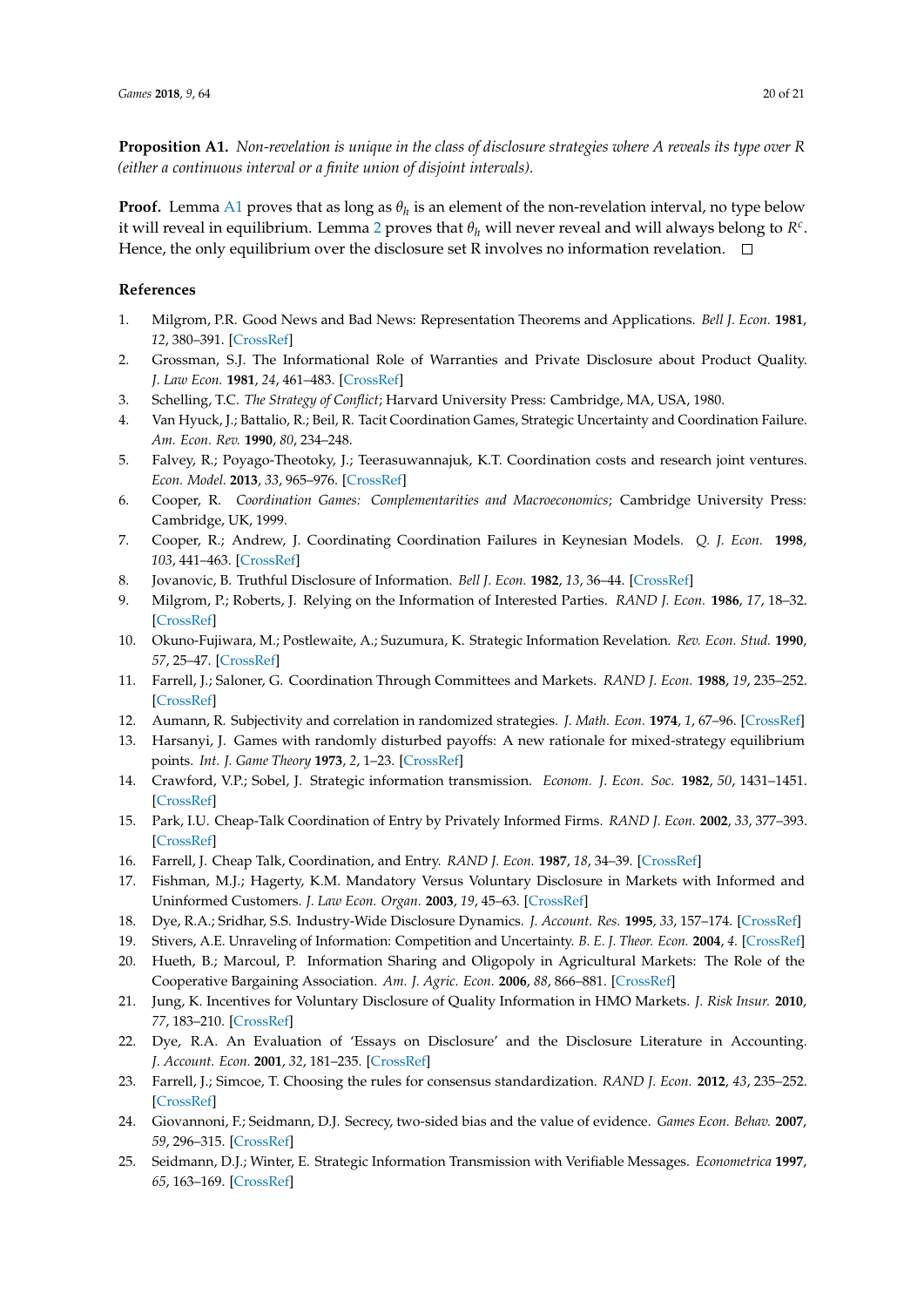**Proposition A1.** *Non-revelation is unique in the class of disclosure strategies where A reveals its type over R (either a continuous interval or a finite union of disjoint intervals).*

**Proof.** Lemma A1 proves that as long as $\theta_h$ is an element of the non-revelation interval, no type below it will reveal in equilibrium. Lemma 2 proves that $\theta_h$ will never reveal and will always belong to $R^c$. Hence, the only equilibrium over the disclosure set R involves no information revelation. □

## References

1. Milgrom, P.R. Good News and Bad News: Representation Theorems and Applications. *Bell J. Econ.* **1981**, *12*, 380–391. [CrossRef]
2. Grossman, S.J. The Informational Role of Warranties and Private Disclosure about Product Quality. *J. Law Econ.* **1981**, *24*, 461–483. [CrossRef]
3. Schelling, T.C. *The Strategy of Conflict*; Harvard University Press: Cambridge, MA, USA, 1980.
4. Van Hyuck, J.; Battalio, R.; Beil, R. Tacit Coordination Games, Strategic Uncertainty and Coordination Failure. *Am. Econ. Rev.* **1990**, *80*, 234–248.
5. Falvey, R.; Poyago-Theotoky, J.; Teerasuwannajuk, K.T. Coordination costs and research joint ventures. *Econ. Model.* **2013**, *33*, 965–976. [CrossRef]
6. Cooper, R. *Coordination Games: Complementarities and Macroeconomics*; Cambridge University Press: Cambridge, UK, 1999.
7. Cooper, R.; Andrew, J. Coordinating Coordination Failures in Keynesian Models. *Q. J. Econ.* **1998**, *103*, 441–463. [CrossRef]
8. Jovanovic, B. Truthful Disclosure of Information. *Bell J. Econ.* **1982**, *13*, 36–44. [CrossRef]
9. Milgrom, P.; Roberts, J. Relying on the Information of Interested Parties. *RAND J. Econ.* **1986**, *17*, 18–32. [CrossRef]
10. Okuno-Fujiwara, M.; Postlewaite, A.; Suzumura, K. Strategic Information Revelation. *Rev. Econ. Stud.* **1990**, *57*, 25–47. [CrossRef]
11. Farrell, J.; Saloner, G. Coordination Through Committees and Markets. *RAND J. Econ.* **1988**, *19*, 235–252. [CrossRef]
12. Aumann, R. Subjectivity and correlation in randomized strategies. *J. Math. Econ.* **1974**, *1*, 67–96. [CrossRef]
13. Harsanyi, J. Games with randomly disturbed payoffs: A new rationale for mixed-strategy equilibrium points. *Int. J. Game Theory* **1973**, *2*, 1–23. [CrossRef]
14. Crawford, V.P.; Sobel, J. Strategic information transmission. *Econom. J. Econ. Soc.* **1982**, *50*, 1431–1451. [CrossRef]
15. Park, I.U. Cheap-Talk Coordination of Entry by Privately Informed Firms. *RAND J. Econ.* **2002**, *33*, 377–393. [CrossRef]
16. Farrell, J. Cheap Talk, Coordination, and Entry. *RAND J. Econ.* **1987**, *18*, 34–39. [CrossRef]
17. Fishman, M.J.; Hagerty, K.M. Mandatory Versus Voluntary Disclosure in Markets with Informed and Uninformed Customers. *J. Law Econ. Organ.* **2003**, *19*, 45–63. [CrossRef]
18. Dye, R.A.; Sridhar, S.S. Industry-Wide Disclosure Dynamics. *J. Account. Res.* **1995**, *33*, 157–174. [CrossRef]
19. Stivers, A.E. Unraveling of Information: Competition and Uncertainty. *B. E. J. Theor. Econ.* **2004**, *4*. [CrossRef]
20. Hueth, B.; Marcoul, P. Information Sharing and Oligopoly in Agricultural Markets: The Role of the Cooperative Bargaining Association. *Am. J. Agric. Econ.* **2006**, *88*, 866–881. [CrossRef]
21. Jung, K. Incentives for Voluntary Disclosure of Quality Information in HMO Markets. *J. Risk Insur.* **2010**, *77*, 183–210. [CrossRef]
22. Dye, R.A. An Evaluation of 'Essays on Disclosure' and the Disclosure Literature in Accounting. *J. Account. Econ.* **2001**, *32*, 181–235. [CrossRef]
23. Farrell, J.; Simcoe, T. Choosing the rules for consensus standardization. *RAND J. Econ.* **2012**, *43*, 235–252. [CrossRef]
24. Giovannoni, F.; Seidmann, D.J. Secrecy, two-sided bias and the value of evidence. *Games Econ. Behav.* **2007**, *59*, 296–315. [CrossRef]
25. Seidmann, D.J.; Winter, E. Strategic Information Transmission with Verifiable Messages. *Econometrica* **1997**, *65*, 163–169. [CrossRef]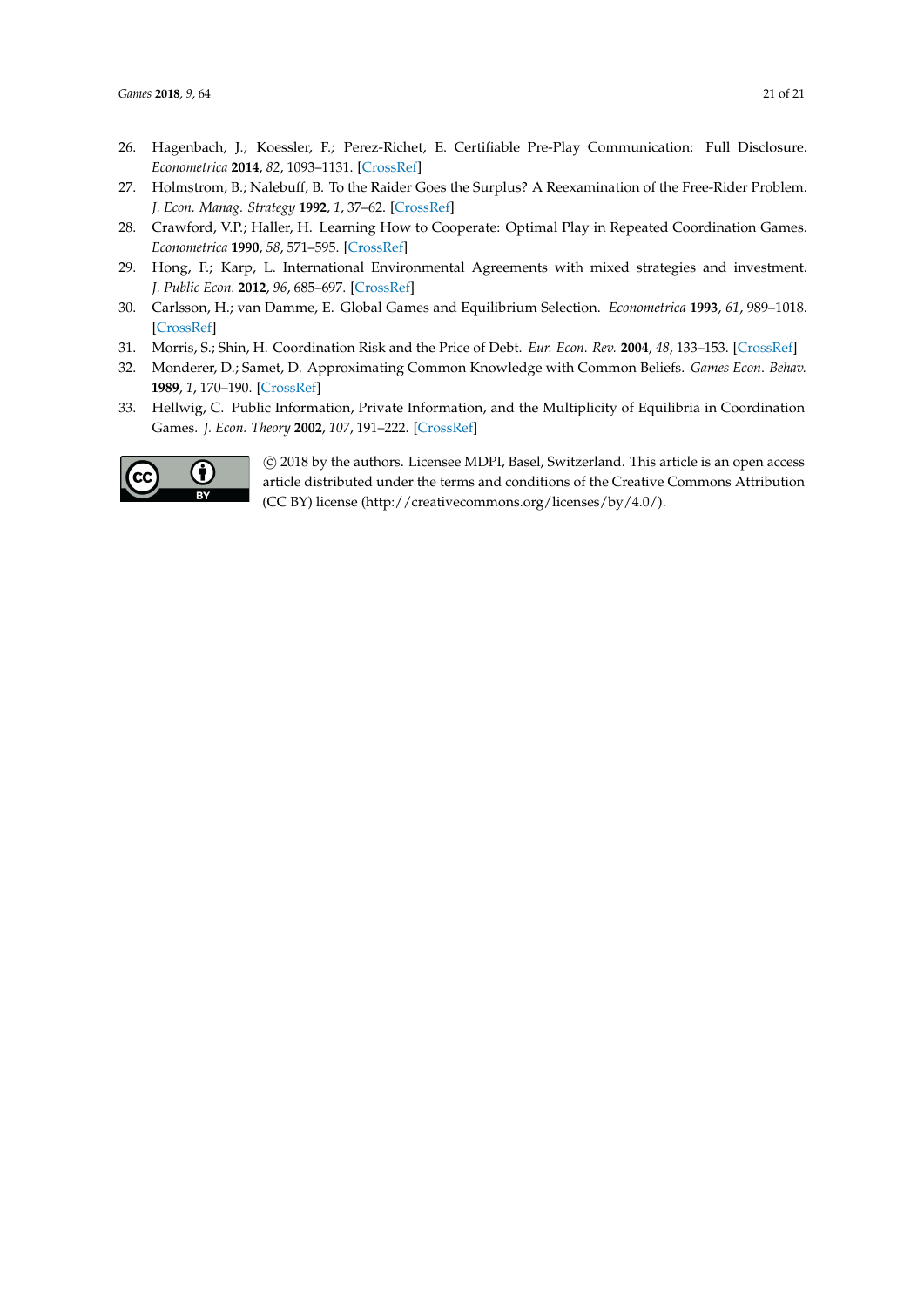26. Hagenbach, J.; Koessler, F.; Perez-Richet, E. Certifiable Pre-Play Communication: Full Disclosure. *Econometrica* **2014**, *82*, 1093–1131. [CrossRef]
27. Holmstrom, B.; Nalebuff, B. To the Raider Goes the Surplus? A Reexamination of the Free-Rider Problem. *J. Econ. Manag. Strategy* **1992**, *1*, 37–62. [CrossRef]
28. Crawford, V.P.; Haller, H. Learning How to Cooperate: Optimal Play in Repeated Coordination Games. *Econometrica* **1990**, *58*, 571–595. [CrossRef]
29. Hong, F.; Karp, L. International Environmental Agreements with mixed strategies and investment. *J. Public Econ.* **2012**, *96*, 685–697. [CrossRef]
30. Carlsson, H.; van Damme, E. Global Games and Equilibrium Selection. *Econometrica* **1993**, *61*, 989–1018. [CrossRef]
31. Morris, S.; Shin, H. Coordination Risk and the Price of Debt. *Eur. Econ. Rev.* **2004**, *48*, 133–153. [CrossRef]
32. Monderer, D.; Samet, D. Approximating Common Knowledge with Common Beliefs. *Games Econ. Behav.* **1989**, *1*, 170–190. [CrossRef]
33. Hellwig, C. Public Information, Private Information, and the Multiplicity of Equilibria in Coordination Games. *J. Econ. Theory* **2002**, *107*, 191–222. [CrossRef]

© 2018 by the authors. Licensee MDPI, Basel, Switzerland. This article is an open access article distributed under the terms and conditions of the Creative Commons Attribution (CC BY) license (http://creativecommons.org/licenses/by/4.0/).